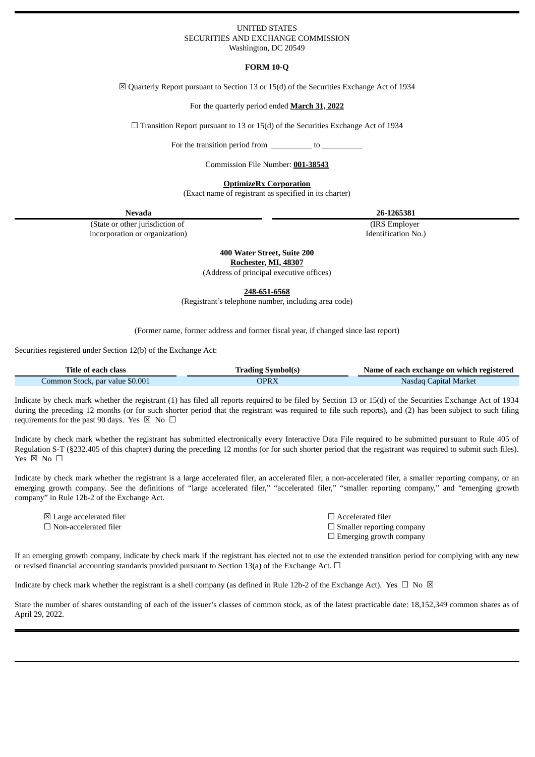UNITED STATES
SECURITIES AND EXCHANGE COMMISSION
Washington, DC 20549

**FORM 10-Q**

☒ Quarterly Report pursuant to Section 13 or 15(d) of the Securities Exchange Act of 1934

For the quarterly period ended **March 31, 2022**

☐ Transition Report pursuant to 13 or 15(d) of the Securities Exchange Act of 1934

For the transition period from __________ to __________

Commission File Number: **001-38543**

**OptimizeRx Corporation**
(Exact name of registrant as specified in its charter)

| **Nevada** | **26-1265381** |
|---|---|
| (State or other jurisdiction of incorporation or organization) | (IRS Employer Identification No.) |

**400 Water Street, Suite 200**
**Rochester, MI, 48307**
(Address of principal executive offices)

**248-651-6568**
(Registrant's telephone number, including area code)

(Former name, former address and former fiscal year, if changed since last report)

Securities registered under Section 12(b) of the Exchange Act:

| Title of each class | Trading Symbol(s) | Name of each exchange on which registered |
|---|---|---|
| Common Stock, par value $0.001 | OPRX | Nasdaq Capital Market |

Indicate by check mark whether the registrant (1) has filed all reports required to be filed by Section 13 or 15(d) of the Securities Exchange Act of 1934 during the preceding 12 months (or for such shorter period that the registrant was required to file such reports), and (2) has been subject to such filing requirements for the past 90 days. Yes ☒ No ☐

Indicate by check mark whether the registrant has submitted electronically every Interactive Data File required to be submitted pursuant to Rule 405 of Regulation S-T (§232.405 of this chapter) during the preceding 12 months (or for such shorter period that the registrant was required to submit such files). Yes ☒ No ☐

Indicate by check mark whether the registrant is a large accelerated filer, an accelerated filer, a non-accelerated filer, a smaller reporting company, or an emerging growth company. See the definitions of "large accelerated filer," "accelerated filer," "smaller reporting company," and "emerging growth company" in Rule 12b-2 of the Exchange Act.

| | |
|---|---|
| ☒ Large accelerated filer | ☐ Accelerated filer |
| ☐ Non-accelerated filer | ☐ Smaller reporting company |
| | ☐ Emerging growth company |

If an emerging growth company, indicate by check mark if the registrant has elected not to use the extended transition period for complying with any new or revised financial accounting standards provided pursuant to Section 13(a) of the Exchange Act. ☐

Indicate by check mark whether the registrant is a shell company (as defined in Rule 12b-2 of the Exchange Act). Yes ☐ No ☒

State the number of shares outstanding of each of the issuer's classes of common stock, as of the latest practicable date: 18,152,349 common shares as of April 29, 2022.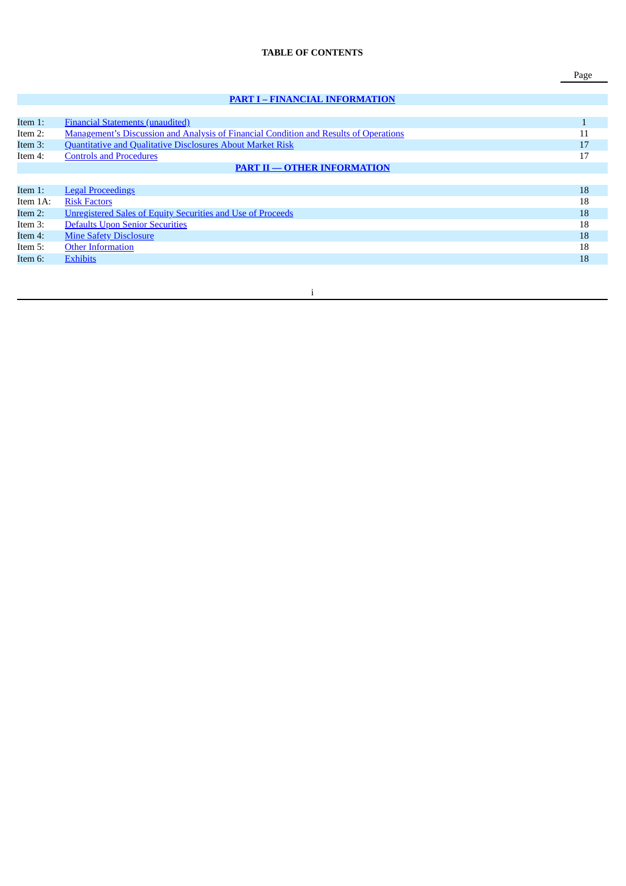**TABLE OF CONTENTS**

| | | Page |
|---|---|---|
| | **PART I – FINANCIAL INFORMATION** | |
| Item 1: | Financial Statements (unaudited) | 1 |
| Item 2: | Management's Discussion and Analysis of Financial Condition and Results of Operations | 11 |
| Item 3: | Quantitative and Qualitative Disclosures About Market Risk | 17 |
| Item 4: | Controls and Procedures | 17 |
| | **PART II — OTHER INFORMATION** | |
| Item 1: | Legal Proceedings | 18 |
| Item 1A: | Risk Factors | 18 |
| Item 2: | Unregistered Sales of Equity Securities and Use of Proceeds | 18 |
| Item 3: | Defaults Upon Senior Securities | 18 |
| Item 4: | Mine Safety Disclosure | 18 |
| Item 5: | Other Information | 18 |
| Item 6: | Exhibits | 18 |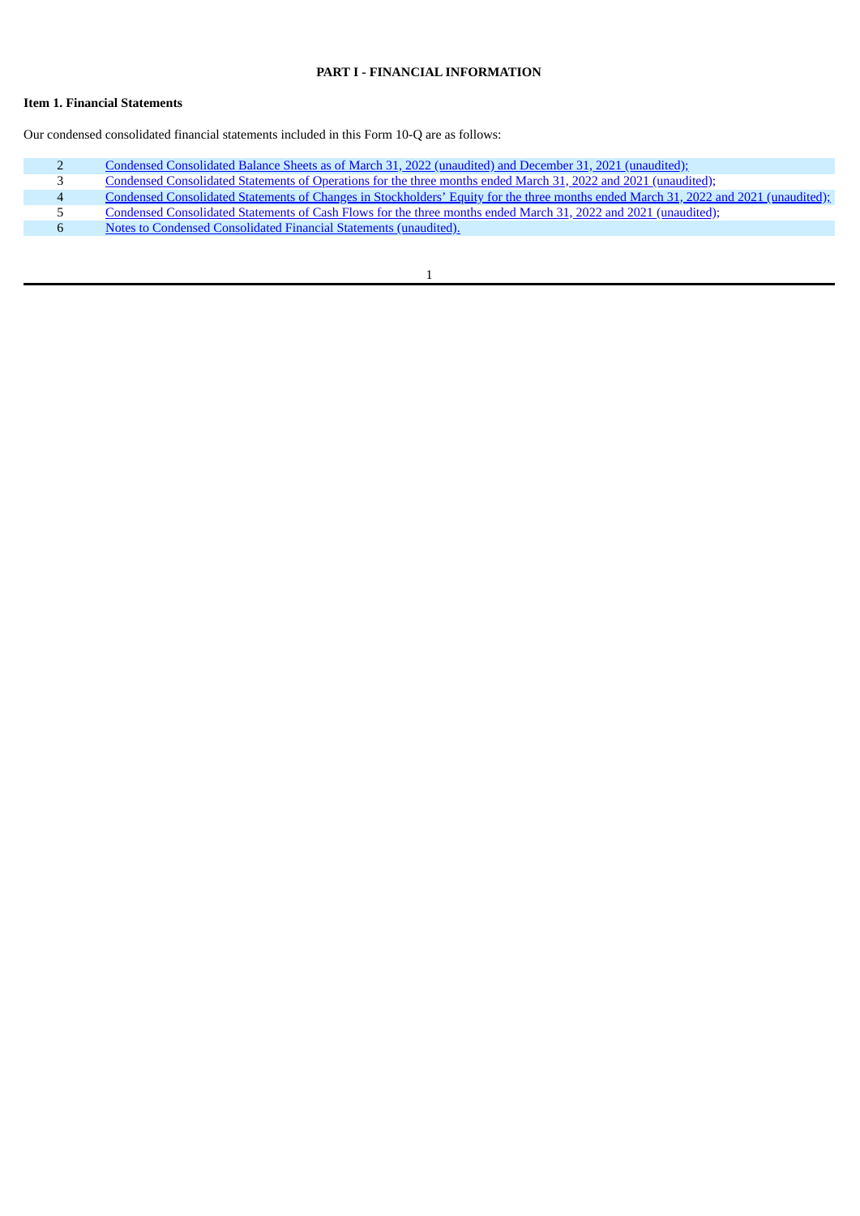## PART I - FINANCIAL INFORMATION

### Item 1. Financial Statements

Our condensed consolidated financial statements included in this Form 10-Q are as follows:

| | |
|---|---|
| 2 | Condensed Consolidated Balance Sheets as of March 31, 2022 (unaudited) and December 31, 2021 (unaudited); |
| 3 | Condensed Consolidated Statements of Operations for the three months ended March 31, 2022 and 2021 (unaudited); |
| 4 | Condensed Consolidated Statements of Changes in Stockholders' Equity for the three months ended March 31, 2022 and 2021 (unaudited); |
| 5 | Condensed Consolidated Statements of Cash Flows for the three months ended March 31, 2022 and 2021 (unaudited); |
| 6 | Notes to Condensed Consolidated Financial Statements (unaudited). |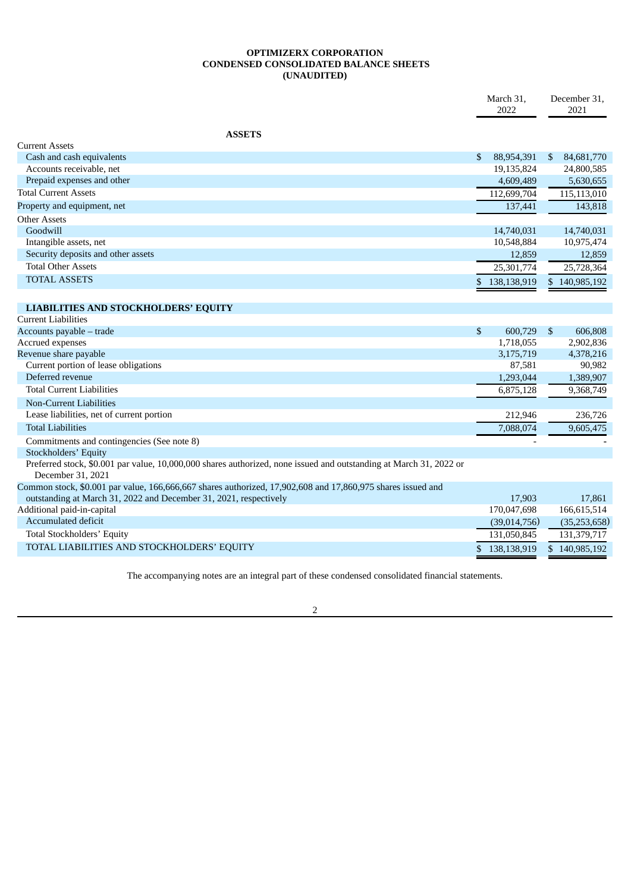**OPTIMIZERX CORPORATION**
**CONDENSED CONSOLIDATED BALANCE SHEETS**
**(UNAUDITED)**

| | March 31, 2022 | December 31, 2021 |
|---|---|---|
| **ASSETS** | | |
| Current Assets | | |
| Cash and cash equivalents | $ 88,954,391 | $ 84,681,770 |
| Accounts receivable, net | 19,135,824 | 24,800,585 |
| Prepaid expenses and other | 4,609,489 | 5,630,655 |
| Total Current Assets | 112,699,704 | 115,113,010 |
| Property and equipment, net | 137,441 | 143,818 |
| Other Assets | | |
| Goodwill | 14,740,031 | 14,740,031 |
| Intangible assets, net | 10,548,884 | 10,975,474 |
| Security deposits and other assets | 12,859 | 12,859 |
| Total Other Assets | 25,301,774 | 25,728,364 |
| TOTAL ASSETS | $ 138,138,919 | $ 140,985,192 |
| **LIABILITIES AND STOCKHOLDERS' EQUITY** | | |
| Current Liabilities | | |
| Accounts payable – trade | $ 600,729 | $ 606,808 |
| Accrued expenses | 1,718,055 | 2,902,836 |
| Revenue share payable | 3,175,719 | 4,378,216 |
| Current portion of lease obligations | 87,581 | 90,982 |
| Deferred revenue | 1,293,044 | 1,389,907 |
| Total Current Liabilities | 6,875,128 | 9,368,749 |
| Non-Current Liabilities | | |
| Lease liabilities, net of current portion | 212,946 | 236,726 |
| Total Liabilities | 7,088,074 | 9,605,475 |
| Commitments and contingencies (See note 8) | - | - |
| Stockholders' Equity | | |
| Preferred stock, $0.001 par value, 10,000,000 shares authorized, none issued and outstanding at March 31, 2022 or December 31, 2021 | | |
| Common stock, $0.001 par value, 166,666,667 shares authorized, 17,902,608 and 17,860,975 shares issued and outstanding at March 31, 2022 and December 31, 2021, respectively | 17,903 | 17,861 |
| Additional paid-in-capital | 170,047,698 | 166,615,514 |
| Accumulated deficit | (39,014,756) | (35,253,658) |
| Total Stockholders' Equity | 131,050,845 | 131,379,717 |
| TOTAL LIABILITIES AND STOCKHOLDERS' EQUITY | $ 138,138,919 | $ 140,985,192 |

The accompanying notes are an integral part of these condensed consolidated financial statements.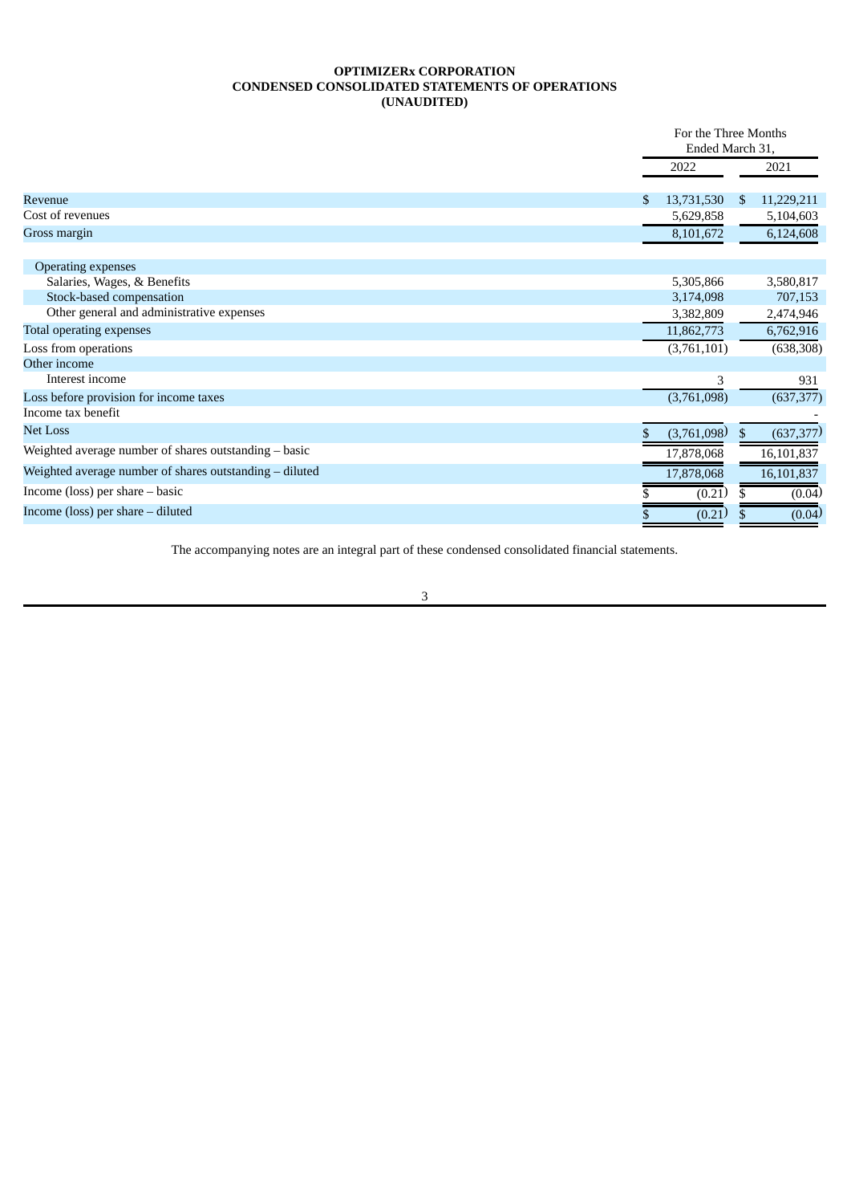**OPTIMIZERx CORPORATION**
**CONDENSED CONSOLIDATED STATEMENTS OF OPERATIONS**
**(UNAUDITED)**

| | For the Three Months Ended March 31, | |
|---|---|---|
| | 2022 | 2021 |
| Revenue | $ 13,731,530 | $ 11,229,211 |
| Cost of revenues | 5,629,858 | 5,104,603 |
| Gross margin | 8,101,672 | 6,124,608 |
| Operating expenses | | |
| Salaries, Wages, & Benefits | 5,305,866 | 3,580,817 |
| Stock-based compensation | 3,174,098 | 707,153 |
| Other general and administrative expenses | 3,382,809 | 2,474,946 |
| Total operating expenses | 11,862,773 | 6,762,916 |
| Loss from operations | (3,761,101) | (638,308) |
| Other income | | |
| Interest income | 3 | 931 |
| Loss before provision for income taxes | (3,761,098) | (637,377) |
| Income tax benefit | | - |
| Net Loss | $ (3,761,098) | $ (637,377) |
| Weighted average number of shares outstanding – basic | 17,878,068 | 16,101,837 |
| Weighted average number of shares outstanding – diluted | 17,878,068 | 16,101,837 |
| Income (loss) per share – basic | $ (0.21) | $ (0.04) |
| Income (loss) per share – diluted | $ (0.21) | $ (0.04) |

The accompanying notes are an integral part of these condensed consolidated financial statements.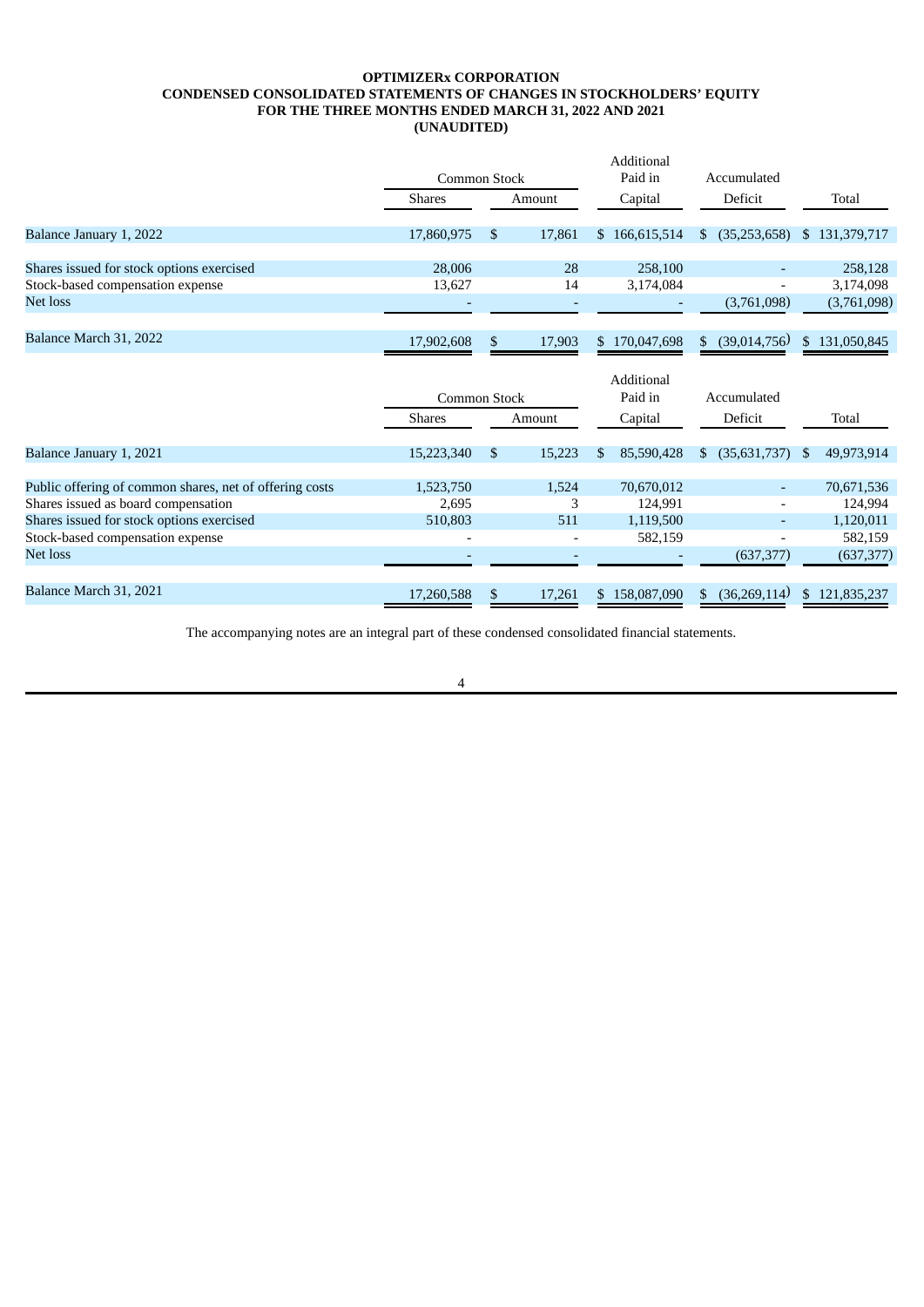**OPTIMIZERx CORPORATION**
**CONDENSED CONSOLIDATED STATEMENTS OF CHANGES IN STOCKHOLDERS' EQUITY**
**FOR THE THREE MONTHS ENDED MARCH 31, 2022 AND 2021**
**(UNAUDITED)**

| | Common Stock | | Additional Paid in | Accumulated | |
|---|---|---|---|---|---|
| | Shares | Amount | Capital | Deficit | Total |
| Balance January 1, 2022 | 17,860,975 | $ 17,861 | $ 166,615,514 | $ (35,253,658) | $ 131,379,717 |
| Shares issued for stock options exercised | 28,006 | 28 | 258,100 | - | 258,128 |
| Stock-based compensation expense | 13,627 | 14 | 3,174,084 | - | 3,174,098 |
| Net loss | - | - | - | (3,761,098) | (3,761,098) |
| Balance March 31, 2022 | 17,902,608 | $ 17,903 | $ 170,047,698 | $ (39,014,756) | $ 131,050,845 |

| | Common Stock | | Additional Paid in | Accumulated | |
|---|---|---|---|---|---|
| | Shares | Amount | Capital | Deficit | Total |
| Balance January 1, 2021 | 15,223,340 | $ 15,223 | $ 85,590,428 | $ (35,631,737) | $ 49,973,914 |
| Public offering of common shares, net of offering costs | 1,523,750 | 1,524 | 70,670,012 | - | 70,671,536 |
| Shares issued as board compensation | 2,695 | 3 | 124,991 | - | 124,994 |
| Shares issued for stock options exercised | 510,803 | 511 | 1,119,500 | - | 1,120,011 |
| Stock-based compensation expense | - | - | 582,159 | - | 582,159 |
| Net loss | - | - | - | (637,377) | (637,377) |
| Balance March 31, 2021 | 17,260,588 | $ 17,261 | $ 158,087,090 | $ (36,269,114) | $ 121,835,237 |

The accompanying notes are an integral part of these condensed consolidated financial statements.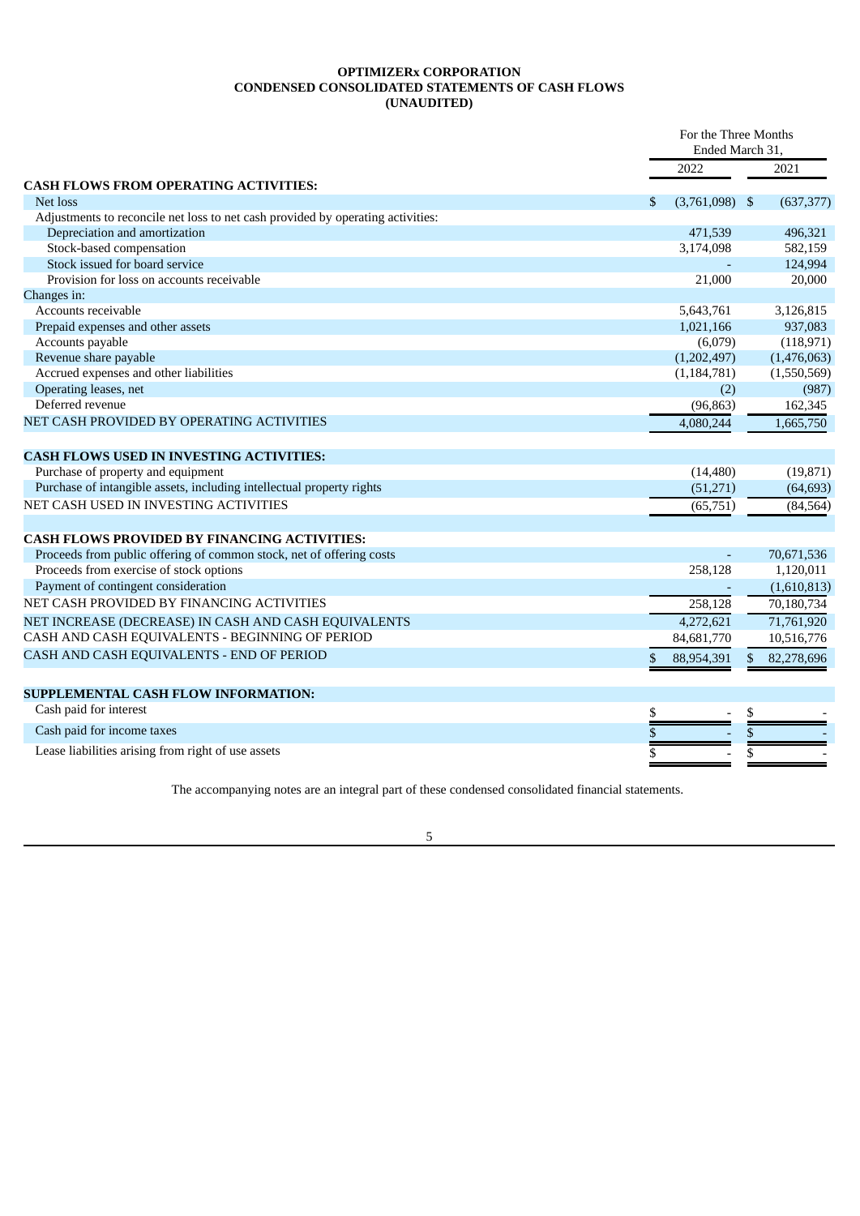**OPTIMIZERx CORPORATION**
**CONDENSED CONSOLIDATED STATEMENTS OF CASH FLOWS**
**(UNAUDITED)**

| | For the Three Months Ended March 31, | |
|---|---|---|
| | 2022 | 2021 |
| **CASH FLOWS FROM OPERATING ACTIVITIES:** | | |
| Net loss | $ (3,761,098) | $ (637,377) |
| Adjustments to reconcile net loss to net cash provided by operating activities: | | |
| Depreciation and amortization | 471,539 | 496,321 |
| Stock-based compensation | 3,174,098 | 582,159 |
| Stock issued for board service | - | 124,994 |
| Provision for loss on accounts receivable | 21,000 | 20,000 |
| Changes in: | | |
| Accounts receivable | 5,643,761 | 3,126,815 |
| Prepaid expenses and other assets | 1,021,166 | 937,083 |
| Accounts payable | (6,079) | (118,971) |
| Revenue share payable | (1,202,497) | (1,476,063) |
| Accrued expenses and other liabilities | (1,184,781) | (1,550,569) |
| Operating leases, net | (2) | (987) |
| Deferred revenue | (96,863) | 162,345 |
| NET CASH PROVIDED BY OPERATING ACTIVITIES | 4,080,244 | 1,665,750 |
| | | |
| **CASH FLOWS USED IN INVESTING ACTIVITIES:** | | |
| Purchase of property and equipment | (14,480) | (19,871) |
| Purchase of intangible assets, including intellectual property rights | (51,271) | (64,693) |
| NET CASH USED IN INVESTING ACTIVITIES | (65,751) | (84,564) |
| | | |
| **CASH FLOWS PROVIDED BY FINANCING ACTIVITIES:** | | |
| Proceeds from public offering of common stock, net of offering costs | - | 70,671,536 |
| Proceeds from exercise of stock options | 258,128 | 1,120,011 |
| Payment of contingent consideration | - | (1,610,813) |
| NET CASH PROVIDED BY FINANCING ACTIVITIES | 258,128 | 70,180,734 |
| NET INCREASE (DECREASE) IN CASH AND CASH EQUIVALENTS | 4,272,621 | 71,761,920 |
| CASH AND CASH EQUIVALENTS - BEGINNING OF PERIOD | 84,681,770 | 10,516,776 |
| CASH AND CASH EQUIVALENTS - END OF PERIOD | $ 88,954,391 | $ 82,278,696 |
| | | |
| **SUPPLEMENTAL CASH FLOW INFORMATION:** | | |
| Cash paid for interest | $ - | $ - |
| Cash paid for income taxes | $ - | $ - |
| Lease liabilities arising from right of use assets | $ - | $ - |

The accompanying notes are an integral part of these condensed consolidated financial statements.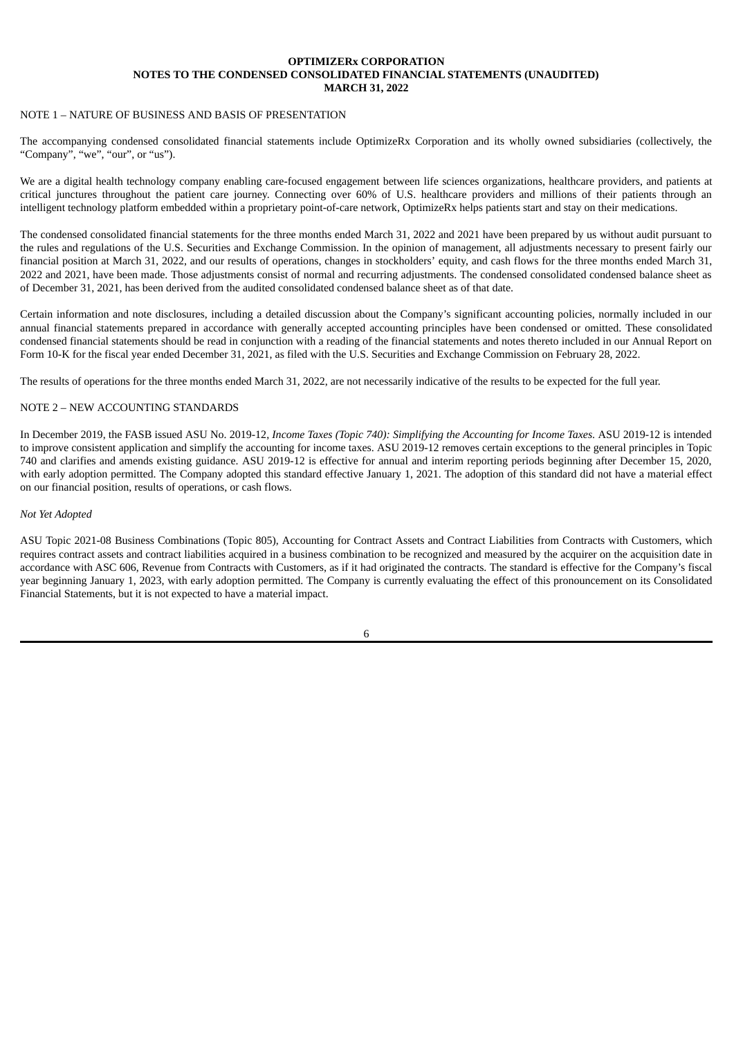**OPTIMIZERx CORPORATION**
**NOTES TO THE CONDENSED CONSOLIDATED FINANCIAL STATEMENTS (UNAUDITED)**
**MARCH 31, 2022**

NOTE 1 – NATURE OF BUSINESS AND BASIS OF PRESENTATION

The accompanying condensed consolidated financial statements include OptimizeRx Corporation and its wholly owned subsidiaries (collectively, the "Company", "we", "our", or "us").

We are a digital health technology company enabling care-focused engagement between life sciences organizations, healthcare providers, and patients at critical junctures throughout the patient care journey. Connecting over 60% of U.S. healthcare providers and millions of their patients through an intelligent technology platform embedded within a proprietary point-of-care network, OptimizeRx helps patients start and stay on their medications.

The condensed consolidated financial statements for the three months ended March 31, 2022 and 2021 have been prepared by us without audit pursuant to the rules and regulations of the U.S. Securities and Exchange Commission. In the opinion of management, all adjustments necessary to present fairly our financial position at March 31, 2022, and our results of operations, changes in stockholders' equity, and cash flows for the three months ended March 31, 2022 and 2021, have been made. Those adjustments consist of normal and recurring adjustments. The condensed consolidated condensed balance sheet as of December 31, 2021, has been derived from the audited consolidated condensed balance sheet as of that date.

Certain information and note disclosures, including a detailed discussion about the Company's significant accounting policies, normally included in our annual financial statements prepared in accordance with generally accepted accounting principles have been condensed or omitted. These consolidated condensed financial statements should be read in conjunction with a reading of the financial statements and notes thereto included in our Annual Report on Form 10-K for the fiscal year ended December 31, 2021, as filed with the U.S. Securities and Exchange Commission on February 28, 2022.

The results of operations for the three months ended March 31, 2022, are not necessarily indicative of the results to be expected for the full year.

NOTE 2 – NEW ACCOUNTING STANDARDS

In December 2019, the FASB issued ASU No. 2019-12, *Income Taxes (Topic 740): Simplifying the Accounting for Income Taxes.* ASU 2019-12 is intended to improve consistent application and simplify the accounting for income taxes. ASU 2019-12 removes certain exceptions to the general principles in Topic 740 and clarifies and amends existing guidance. ASU 2019-12 is effective for annual and interim reporting periods beginning after December 15, 2020, with early adoption permitted. The Company adopted this standard effective January 1, 2021. The adoption of this standard did not have a material effect on our financial position, results of operations, or cash flows.

*Not Yet Adopted*

ASU Topic 2021-08 Business Combinations (Topic 805), Accounting for Contract Assets and Contract Liabilities from Contracts with Customers, which requires contract assets and contract liabilities acquired in a business combination to be recognized and measured by the acquirer on the acquisition date in accordance with ASC 606, Revenue from Contracts with Customers, as if it had originated the contracts. The standard is effective for the Company's fiscal year beginning January 1, 2023, with early adoption permitted. The Company is currently evaluating the effect of this pronouncement on its Consolidated Financial Statements, but it is not expected to have a material impact.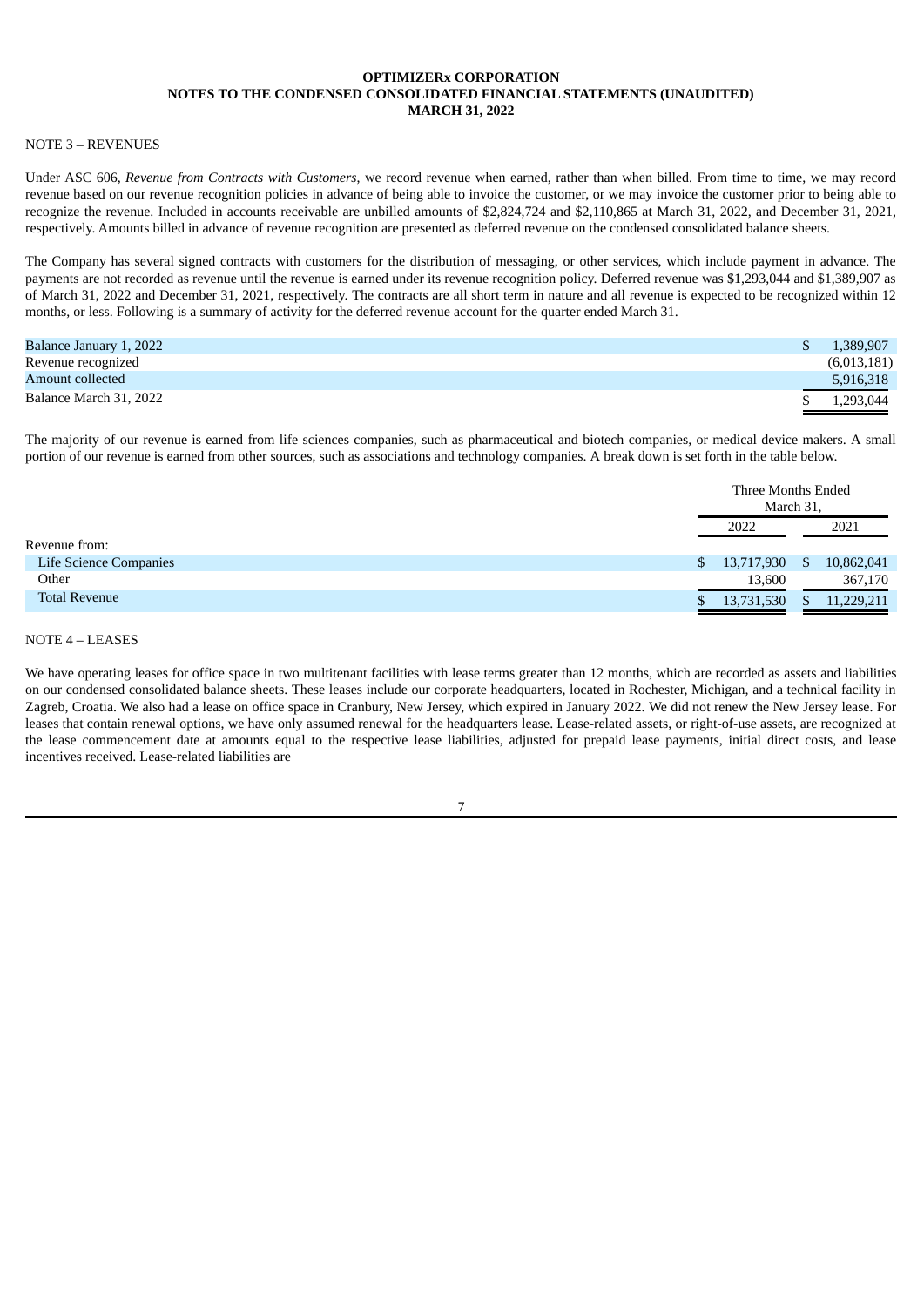**OPTIMIZERx CORPORATION**
**NOTES TO THE CONDENSED CONSOLIDATED FINANCIAL STATEMENTS (UNAUDITED)**
**MARCH 31, 2022**

NOTE 3 – REVENUES

Under ASC 606, *Revenue from Contracts with Customers*, we record revenue when earned, rather than when billed. From time to time, we may record revenue based on our revenue recognition policies in advance of being able to invoice the customer, or we may invoice the customer prior to being able to recognize the revenue. Included in accounts receivable are unbilled amounts of $2,824,724 and $2,110,865 at March 31, 2022, and December 31, 2021, respectively. Amounts billed in advance of revenue recognition are presented as deferred revenue on the condensed consolidated balance sheets.

The Company has several signed contracts with customers for the distribution of messaging, or other services, which include payment in advance. The payments are not recorded as revenue until the revenue is earned under its revenue recognition policy. Deferred revenue was $1,293,044 and $1,389,907 as of March 31, 2022 and December 31, 2021, respectively. The contracts are all short term in nature and all revenue is expected to be recognized within 12 months, or less. Following is a summary of activity for the deferred revenue account for the quarter ended March 31.

| | |
|---|---|
| Balance January 1, 2022 | $ 1,389,907 |
| Revenue recognized | (6,013,181) |
| Amount collected | 5,916,318 |
| Balance March 31, 2022 | $ 1,293,044 |

The majority of our revenue is earned from life sciences companies, such as pharmaceutical and biotech companies, or medical device makers. A small portion of our revenue is earned from other sources, such as associations and technology companies. A break down is set forth in the table below.

| | Three Months Ended March 31, | |
|---|---|---|
| | 2022 | 2021 |
| Revenue from: | | |
| Life Science Companies | $ 13,717,930 | $ 10,862,041 |
| Other | 13,600 | 367,170 |
| Total Revenue | $ 13,731,530 | $ 11,229,211 |

NOTE 4 – LEASES

We have operating leases for office space in two multitenant facilities with lease terms greater than 12 months, which are recorded as assets and liabilities on our condensed consolidated balance sheets. These leases include our corporate headquarters, located in Rochester, Michigan, and a technical facility in Zagreb, Croatia. We also had a lease on office space in Cranbury, New Jersey, which expired in January 2022. We did not renew the New Jersey lease. For leases that contain renewal options, we have only assumed renewal for the headquarters lease. Lease-related assets, or right-of-use assets, are recognized at the lease commencement date at amounts equal to the respective lease liabilities, adjusted for prepaid lease payments, initial direct costs, and lease incentives received. Lease-related liabilities are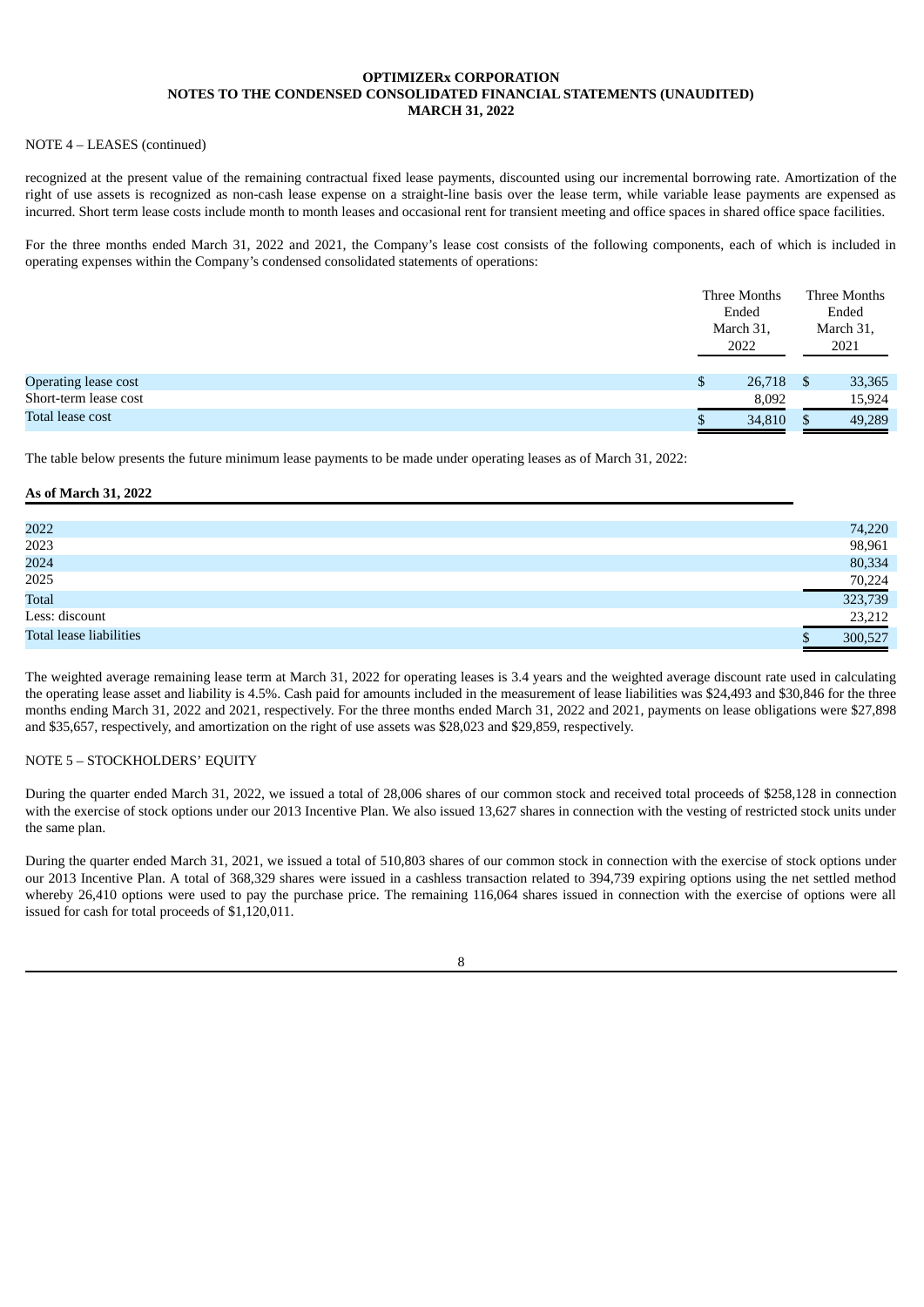**OPTIMIZERx CORPORATION**
**NOTES TO THE CONDENSED CONSOLIDATED FINANCIAL STATEMENTS (UNAUDITED)**
**MARCH 31, 2022**

NOTE 4 – LEASES (continued)

recognized at the present value of the remaining contractual fixed lease payments, discounted using our incremental borrowing rate. Amortization of the right of use assets is recognized as non-cash lease expense on a straight-line basis over the lease term, while variable lease payments are expensed as incurred. Short term lease costs include month to month leases and occasional rent for transient meeting and office spaces in shared office space facilities.

For the three months ended March 31, 2022 and 2021, the Company's lease cost consists of the following components, each of which is included in operating expenses within the Company's condensed consolidated statements of operations:

| | Three Months Ended March 31, 2022 | Three Months Ended March 31, 2021 |
|---|---|---|
| Operating lease cost | $ 26,718 | $ 33,365 |
| Short-term lease cost | 8,092 | 15,924 |
| Total lease cost | $ 34,810 | $ 49,289 |

The table below presents the future minimum lease payments to be made under operating leases as of March 31, 2022:

| **As of March 31, 2022** | |
|---|---|
| 2022 | 74,220 |
| 2023 | 98,961 |
| 2024 | 80,334 |
| 2025 | 70,224 |
| Total | 323,739 |
| Less: discount | 23,212 |
| Total lease liabilities | $ 300,527 |

The weighted average remaining lease term at March 31, 2022 for operating leases is 3.4 years and the weighted average discount rate used in calculating the operating lease asset and liability is 4.5%. Cash paid for amounts included in the measurement of lease liabilities was $24,493 and $30,846 for the three months ending March 31, 2022 and 2021, respectively. For the three months ended March 31, 2022 and 2021, payments on lease obligations were $27,898 and $35,657, respectively, and amortization on the right of use assets was $28,023 and $29,859, respectively.

NOTE 5 – STOCKHOLDERS' EQUITY

During the quarter ended March 31, 2022, we issued a total of 28,006 shares of our common stock and received total proceeds of $258,128 in connection with the exercise of stock options under our 2013 Incentive Plan. We also issued 13,627 shares in connection with the vesting of restricted stock units under the same plan.

During the quarter ended March 31, 2021, we issued a total of 510,803 shares of our common stock in connection with the exercise of stock options under our 2013 Incentive Plan. A total of 368,329 shares were issued in a cashless transaction related to 394,739 expiring options using the net settled method whereby 26,410 options were used to pay the purchase price. The remaining 116,064 shares issued in connection with the exercise of options were all issued for cash for total proceeds of $1,120,011.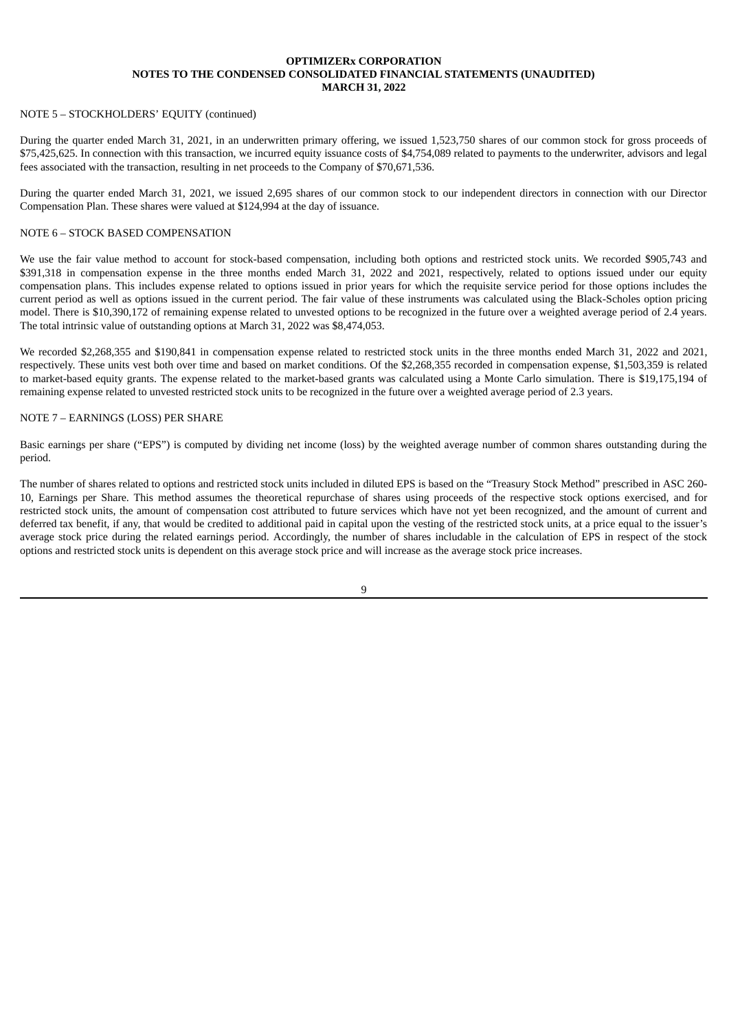NOTE 5 – STOCKHOLDERS' EQUITY (continued)

During the quarter ended March 31, 2021, in an underwritten primary offering, we issued 1,523,750 shares of our common stock for gross proceeds of $75,425,625. In connection with this transaction, we incurred equity issuance costs of $4,754,089 related to payments to the underwriter, advisors and legal fees associated with the transaction, resulting in net proceeds to the Company of $70,671,536.

During the quarter ended March 31, 2021, we issued 2,695 shares of our common stock to our independent directors in connection with our Director Compensation Plan. These shares were valued at $124,994 at the day of issuance.

NOTE 6 – STOCK BASED COMPENSATION

We use the fair value method to account for stock-based compensation, including both options and restricted stock units. We recorded $905,743 and $391,318 in compensation expense in the three months ended March 31, 2022 and 2021, respectively, related to options issued under our equity compensation plans. This includes expense related to options issued in prior years for which the requisite service period for those options includes the current period as well as options issued in the current period. The fair value of these instruments was calculated using the Black-Scholes option pricing model. There is $10,390,172 of remaining expense related to unvested options to be recognized in the future over a weighted average period of 2.4 years. The total intrinsic value of outstanding options at March 31, 2022 was $8,474,053.

We recorded $2,268,355 and $190,841 in compensation expense related to restricted stock units in the three months ended March 31, 2022 and 2021, respectively. These units vest both over time and based on market conditions. Of the $2,268,355 recorded in compensation expense, $1,503,359 is related to market-based equity grants. The expense related to the market-based grants was calculated using a Monte Carlo simulation. There is $19,175,194 of remaining expense related to unvested restricted stock units to be recognized in the future over a weighted average period of 2.3 years.

NOTE 7 – EARNINGS (LOSS) PER SHARE

Basic earnings per share ("EPS") is computed by dividing net income (loss) by the weighted average number of common shares outstanding during the period.

The number of shares related to options and restricted stock units included in diluted EPS is based on the "Treasury Stock Method" prescribed in ASC 260-10, Earnings per Share. This method assumes the theoretical repurchase of shares using proceeds of the respective stock options exercised, and for restricted stock units, the amount of compensation cost attributed to future services which have not yet been recognized, and the amount of current and deferred tax benefit, if any, that would be credited to additional paid in capital upon the vesting of the restricted stock units, at a price equal to the issuer's average stock price during the related earnings period. Accordingly, the number of shares includable in the calculation of EPS in respect of the stock options and restricted stock units is dependent on this average stock price and will increase as the average stock price increases.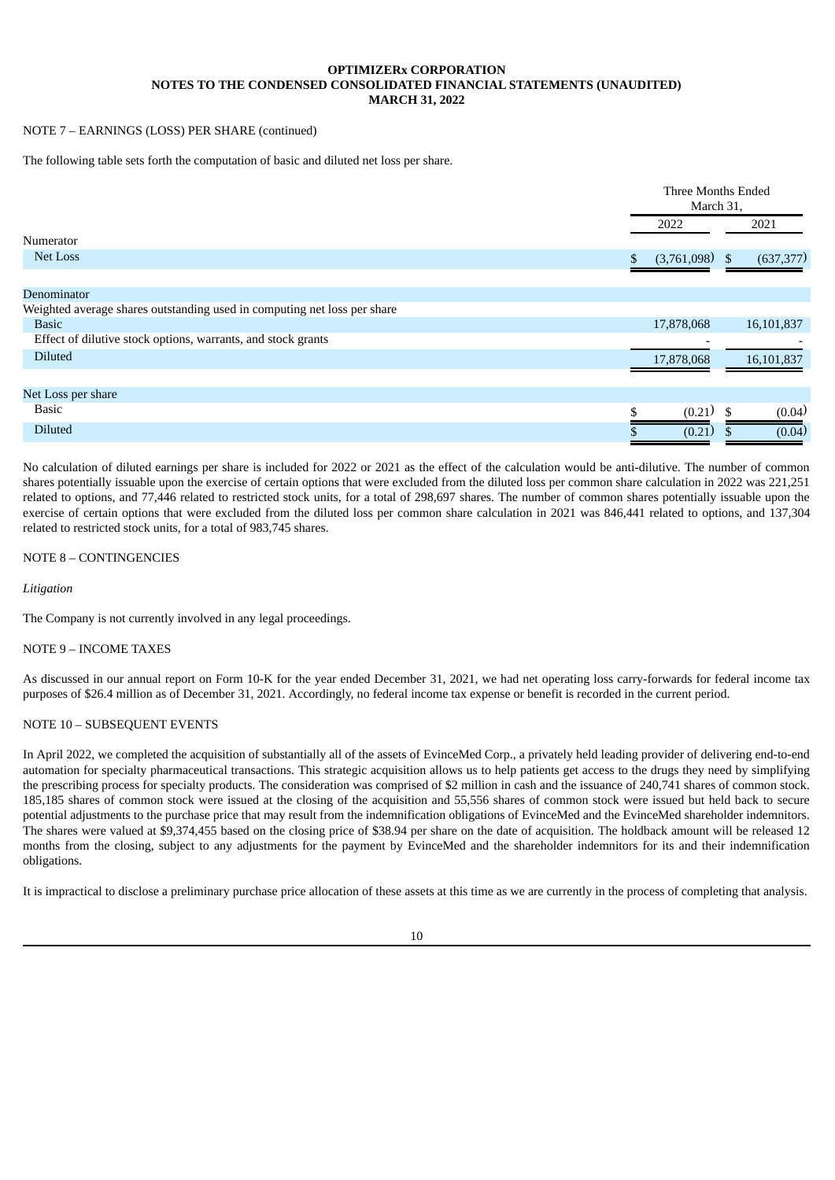**OPTIMIZERx CORPORATION**
**NOTES TO THE CONDENSED CONSOLIDATED FINANCIAL STATEMENTS (UNAUDITED)**
**MARCH 31, 2022**

NOTE 7 – EARNINGS (LOSS) PER SHARE (continued)

The following table sets forth the computation of basic and diluted net loss per share.

| | Three Months Ended March 31, | |
|---|---|---|
| | 2022 | 2021 |
| Numerator | | |
| Net Loss | $ (3,761,098) | $ (637,377) |
| | | |
| Denominator | | |
| Weighted average shares outstanding used in computing net loss per share | | |
| Basic | 17,878,068 | 16,101,837 |
| Effect of dilutive stock options, warrants, and stock grants | - | - |
| Diluted | 17,878,068 | 16,101,837 |
| | | |
| Net Loss per share | | |
| Basic | $ (0.21) | $ (0.04) |
| Diluted | $ (0.21) | $ (0.04) |

No calculation of diluted earnings per share is included for 2022 or 2021 as the effect of the calculation would be anti-dilutive. The number of common shares potentially issuable upon the exercise of certain options that were excluded from the diluted loss per common share calculation in 2022 was 221,251 related to options, and 77,446 related to restricted stock units, for a total of 298,697 shares. The number of common shares potentially issuable upon the exercise of certain options that were excluded from the diluted loss per common share calculation in 2021 was 846,441 related to options, and 137,304 related to restricted stock units, for a total of 983,745 shares.

NOTE 8 – CONTINGENCIES

*Litigation*

The Company is not currently involved in any legal proceedings.

NOTE 9 – INCOME TAXES

As discussed in our annual report on Form 10-K for the year ended December 31, 2021, we had net operating loss carry-forwards for federal income tax purposes of $26.4 million as of December 31, 2021. Accordingly, no federal income tax expense or benefit is recorded in the current period.

NOTE 10 – SUBSEQUENT EVENTS

In April 2022, we completed the acquisition of substantially all of the assets of EvinceMed Corp., a privately held leading provider of delivering end-to-end automation for specialty pharmaceutical transactions. This strategic acquisition allows us to help patients get access to the drugs they need by simplifying the prescribing process for specialty products. The consideration was comprised of $2 million in cash and the issuance of 240,741 shares of common stock. 185,185 shares of common stock were issued at the closing of the acquisition and 55,556 shares of common stock were issued but held back to secure potential adjustments to the purchase price that may result from the indemnification obligations of EvinceMed and the EvinceMed shareholder indemnitors. The shares were valued at $9,374,455 based on the closing price of $38.94 per share on the date of acquisition. The holdback amount will be released 12 months from the closing, subject to any adjustments for the payment by EvinceMed and the shareholder indemnitors for its and their indemnification obligations.

It is impractical to disclose a preliminary purchase price allocation of these assets at this time as we are currently in the process of completing that analysis.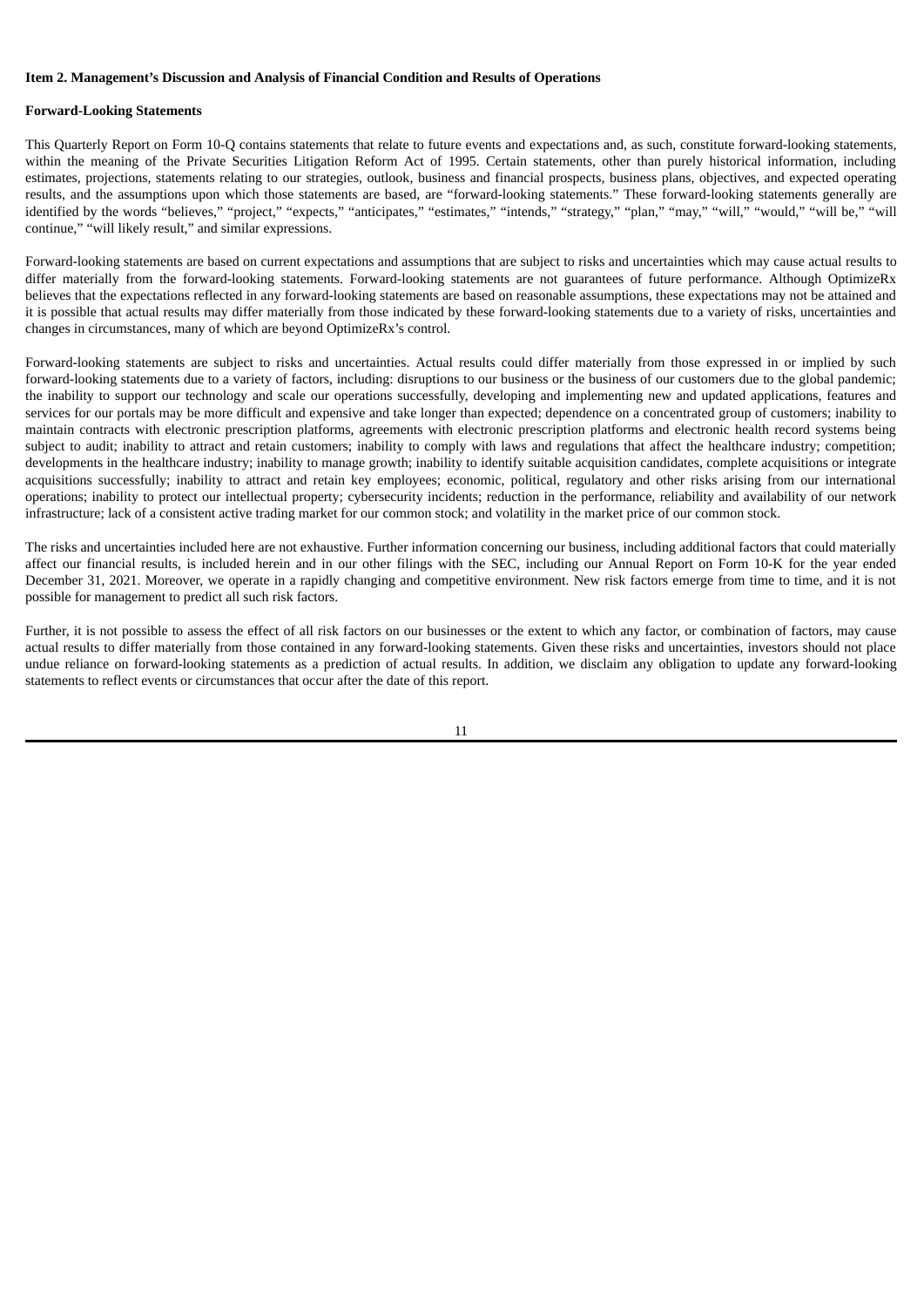**Item 2. Management's Discussion and Analysis of Financial Condition and Results of Operations**

**Forward-Looking Statements**

This Quarterly Report on Form 10-Q contains statements that relate to future events and expectations and, as such, constitute forward-looking statements, within the meaning of the Private Securities Litigation Reform Act of 1995. Certain statements, other than purely historical information, including estimates, projections, statements relating to our strategies, outlook, business and financial prospects, business plans, objectives, and expected operating results, and the assumptions upon which those statements are based, are "forward-looking statements." These forward-looking statements generally are identified by the words "believes," "project," "expects," "anticipates," "estimates," "intends," "strategy," "plan," "may," "will," "would," "will be," "will continue," "will likely result," and similar expressions.

Forward-looking statements are based on current expectations and assumptions that are subject to risks and uncertainties which may cause actual results to differ materially from the forward-looking statements. Forward-looking statements are not guarantees of future performance. Although OptimizeRx believes that the expectations reflected in any forward-looking statements are based on reasonable assumptions, these expectations may not be attained and it is possible that actual results may differ materially from those indicated by these forward-looking statements due to a variety of risks, uncertainties and changes in circumstances, many of which are beyond OptimizeRx's control.

Forward-looking statements are subject to risks and uncertainties. Actual results could differ materially from those expressed in or implied by such forward-looking statements due to a variety of factors, including: disruptions to our business or the business of our customers due to the global pandemic; the inability to support our technology and scale our operations successfully, developing and implementing new and updated applications, features and services for our portals may be more difficult and expensive and take longer than expected; dependence on a concentrated group of customers; inability to maintain contracts with electronic prescription platforms, agreements with electronic prescription platforms and electronic health record systems being subject to audit; inability to attract and retain customers; inability to comply with laws and regulations that affect the healthcare industry; competition; developments in the healthcare industry; inability to manage growth; inability to identify suitable acquisition candidates, complete acquisitions or integrate acquisitions successfully; inability to attract and retain key employees; economic, political, regulatory and other risks arising from our international operations; inability to protect our intellectual property; cybersecurity incidents; reduction in the performance, reliability and availability of our network infrastructure; lack of a consistent active trading market for our common stock; and volatility in the market price of our common stock.

The risks and uncertainties included here are not exhaustive. Further information concerning our business, including additional factors that could materially affect our financial results, is included herein and in our other filings with the SEC, including our Annual Report on Form 10-K for the year ended December 31, 2021. Moreover, we operate in a rapidly changing and competitive environment. New risk factors emerge from time to time, and it is not possible for management to predict all such risk factors.

Further, it is not possible to assess the effect of all risk factors on our businesses or the extent to which any factor, or combination of factors, may cause actual results to differ materially from those contained in any forward-looking statements. Given these risks and uncertainties, investors should not place undue reliance on forward-looking statements as a prediction of actual results. In addition, we disclaim any obligation to update any forward-looking statements to reflect events or circumstances that occur after the date of this report.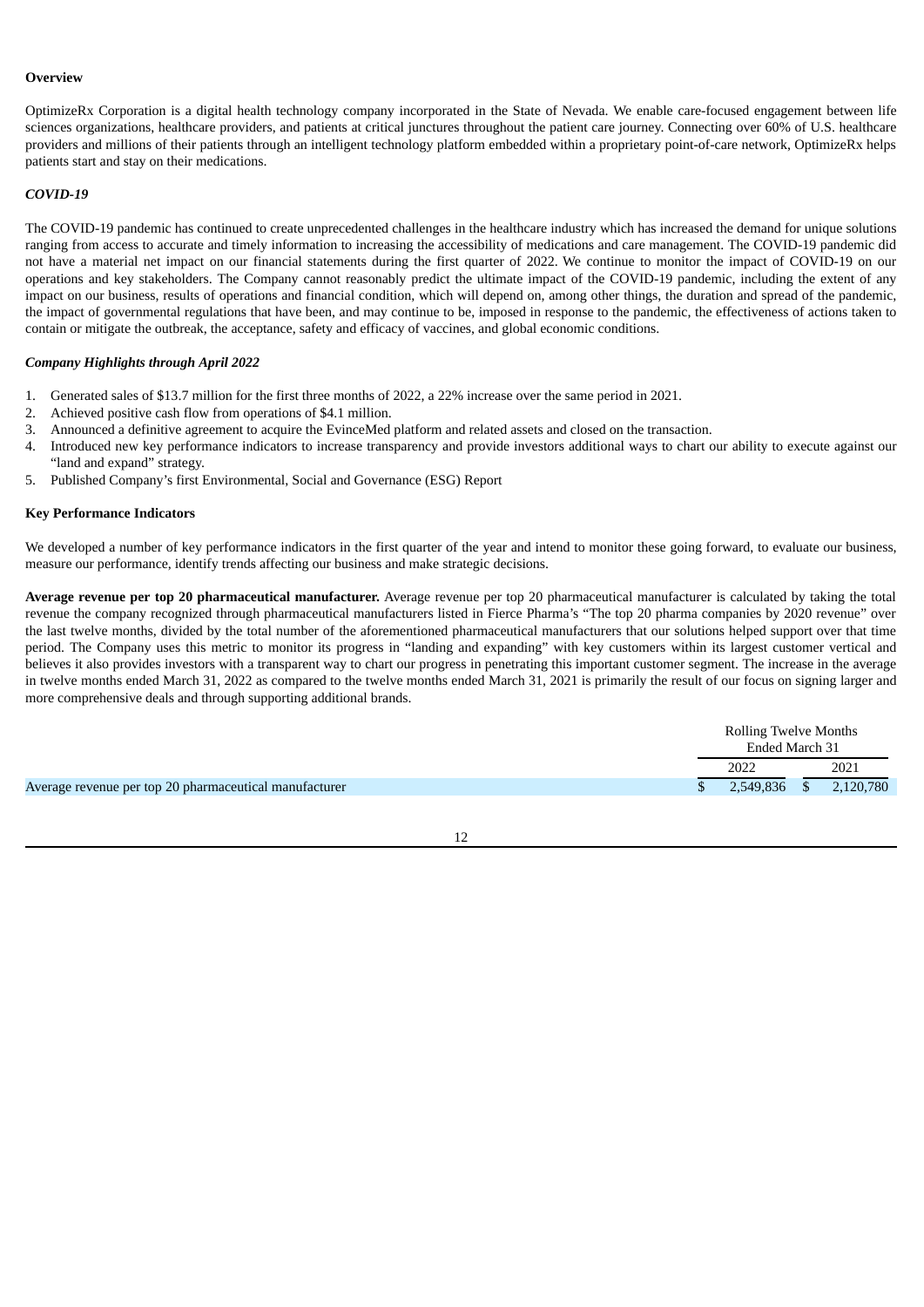**Overview**

OptimizeRx Corporation is a digital health technology company incorporated in the State of Nevada. We enable care-focused engagement between life sciences organizations, healthcare providers, and patients at critical junctures throughout the patient care journey. Connecting over 60% of U.S. healthcare providers and millions of their patients through an intelligent technology platform embedded within a proprietary point-of-care network, OptimizeRx helps patients start and stay on their medications.

***COVID-19***

The COVID-19 pandemic has continued to create unprecedented challenges in the healthcare industry which has increased the demand for unique solutions ranging from access to accurate and timely information to increasing the accessibility of medications and care management. The COVID-19 pandemic did not have a material net impact on our financial statements during the first quarter of 2022. We continue to monitor the impact of COVID-19 on our operations and key stakeholders. The Company cannot reasonably predict the ultimate impact of the COVID-19 pandemic, including the extent of any impact on our business, results of operations and financial condition, which will depend on, among other things, the duration and spread of the pandemic, the impact of governmental regulations that have been, and may continue to be, imposed in response to the pandemic, the effectiveness of actions taken to contain or mitigate the outbreak, the acceptance, safety and efficacy of vaccines, and global economic conditions.

***Company Highlights through April 2022***

1. Generated sales of $13.7 million for the first three months of 2022, a 22% increase over the same period in 2021.
2. Achieved positive cash flow from operations of $4.1 million.
3. Announced a definitive agreement to acquire the EvinceMed platform and related assets and closed on the transaction.
4. Introduced new key performance indicators to increase transparency and provide investors additional ways to chart our ability to execute against our "land and expand" strategy.
5. Published Company's first Environmental, Social and Governance (ESG) Report

**Key Performance Indicators**

We developed a number of key performance indicators in the first quarter of the year and intend to monitor these going forward, to evaluate our business, measure our performance, identify trends affecting our business and make strategic decisions.

**Average revenue per top 20 pharmaceutical manufacturer.** Average revenue per top 20 pharmaceutical manufacturer is calculated by taking the total revenue the company recognized through pharmaceutical manufacturers listed in Fierce Pharma's "The top 20 pharma companies by 2020 revenue" over the last twelve months, divided by the total number of the aforementioned pharmaceutical manufacturers that our solutions helped support over that time period. The Company uses this metric to monitor its progress in "landing and expanding" with key customers within its largest customer vertical and believes it also provides investors with a transparent way to chart our progress in penetrating this important customer segment. The increase in the average in twelve months ended March 31, 2022 as compared to the twelve months ended March 31, 2021 is primarily the result of our focus on signing larger and more comprehensive deals and through supporting additional brands.

| | Rolling Twelve Months Ended March 31 | |
|---|---|---|
| | 2022 | 2021 |
| Average revenue per top 20 pharmaceutical manufacturer | $ 2,549,836 | $ 2,120,780 |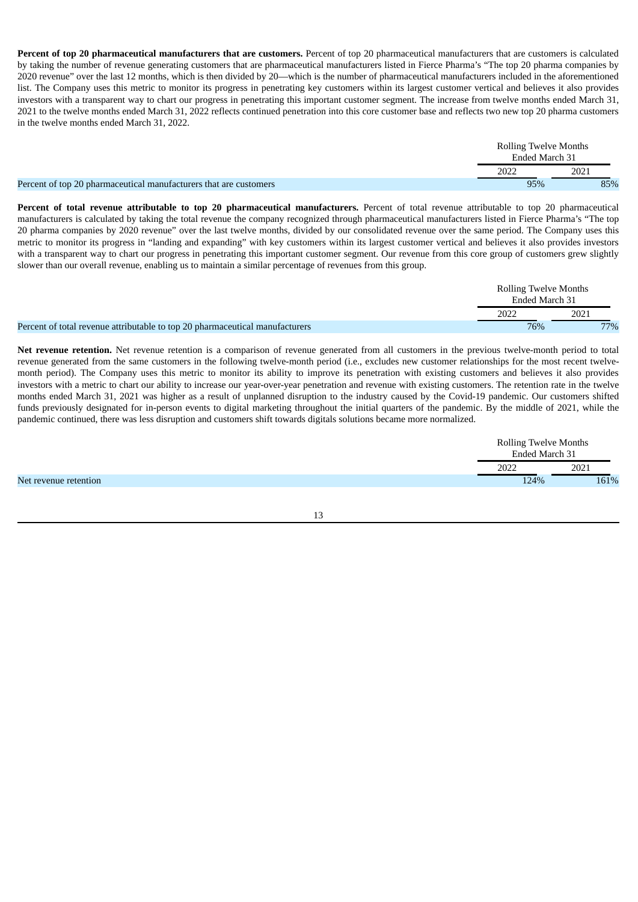**Percent of top 20 pharmaceutical manufacturers that are customers.** Percent of top 20 pharmaceutical manufacturers that are customers is calculated by taking the number of revenue generating customers that are pharmaceutical manufacturers listed in Fierce Pharma's "The top 20 pharma companies by 2020 revenue" over the last 12 months, which is then divided by 20—which is the number of pharmaceutical manufacturers included in the aforementioned list. The Company uses this metric to monitor its progress in penetrating key customers within its largest customer vertical and believes it also provides investors with a transparent way to chart our progress in penetrating this important customer segment. The increase from twelve months ended March 31, 2021 to the twelve months ended March 31, 2022 reflects continued penetration into this core customer base and reflects two new top 20 pharma customers in the twelve months ended March 31, 2022.

| | Rolling Twelve Months Ended March 31 | |
|---|---|---|
| | 2022 | 2021 |
| Percent of top 20 pharmaceutical manufacturers that are customers | 95% | 85% |

**Percent of total revenue attributable to top 20 pharmaceutical manufacturers.** Percent of total revenue attributable to top 20 pharmaceutical manufacturers is calculated by taking the total revenue the company recognized through pharmaceutical manufacturers listed in Fierce Pharma's "The top 20 pharma companies by 2020 revenue" over the last twelve months, divided by our consolidated revenue over the same period. The Company uses this metric to monitor its progress in "landing and expanding" with key customers within its largest customer vertical and believes it also provides investors with a transparent way to chart our progress in penetrating this important customer segment. Our revenue from this core group of customers grew slightly slower than our overall revenue, enabling us to maintain a similar percentage of revenues from this group.

| | Rolling Twelve Months Ended March 31 | |
|---|---|---|
| | 2022 | 2021 |
| Percent of total revenue attributable to top 20 pharmaceutical manufacturers | 76% | 77% |

**Net revenue retention.** Net revenue retention is a comparison of revenue generated from all customers in the previous twelve-month period to total revenue generated from the same customers in the following twelve-month period (i.e., excludes new customer relationships for the most recent twelve-month period). The Company uses this metric to monitor its ability to improve its penetration with existing customers and believes it also provides investors with a metric to chart our ability to increase our year-over-year penetration and revenue with existing customers. The retention rate in the twelve months ended March 31, 2021 was higher as a result of unplanned disruption to the industry caused by the Covid-19 pandemic. Our customers shifted funds previously designated for in-person events to digital marketing throughout the initial quarters of the pandemic. By the middle of 2021, while the pandemic continued, there was less disruption and customers shift towards digitals solutions became more normalized.

| | Rolling Twelve Months Ended March 31 | |
|---|---|---|
| | 2022 | 2021 |
| Net revenue retention | 124% | 161% |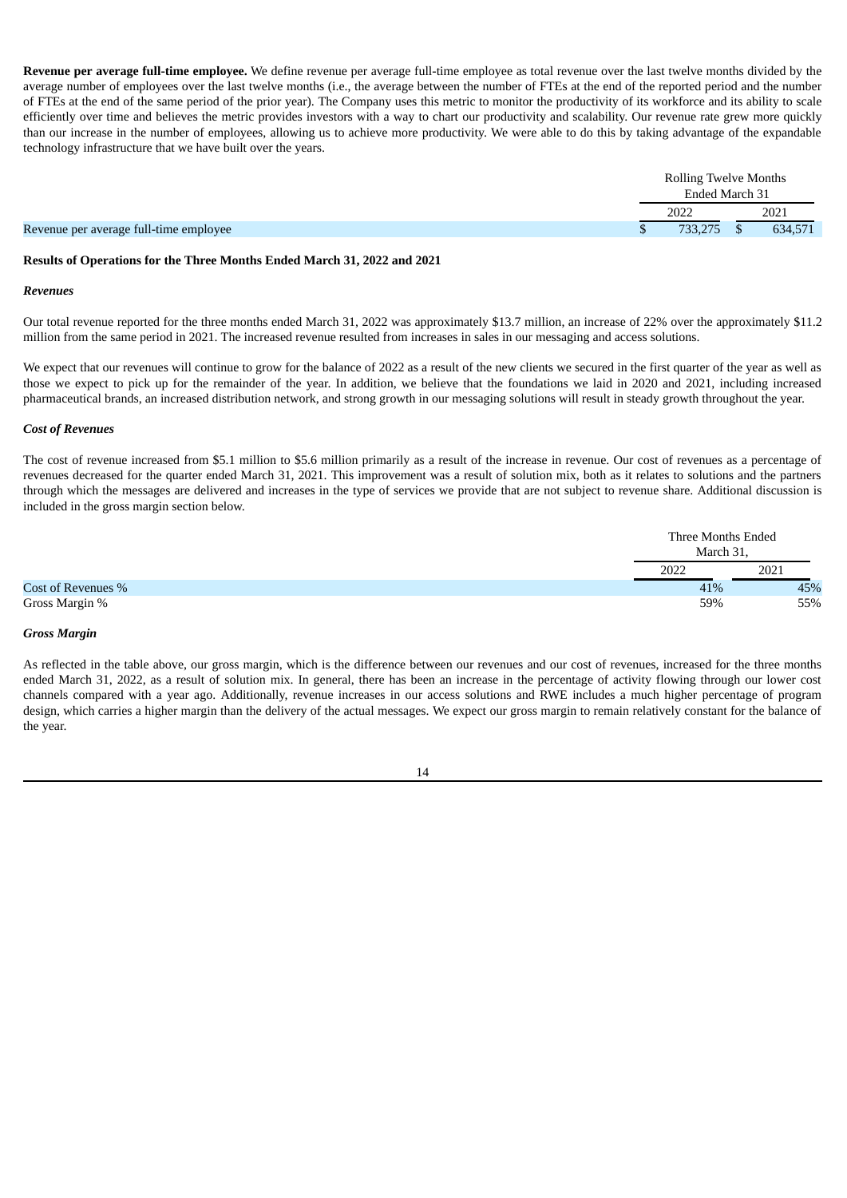**Revenue per average full-time employee.** We define revenue per average full-time employee as total revenue over the last twelve months divided by the average number of employees over the last twelve months (i.e., the average between the number of FTEs at the end of the reported period and the number of FTEs at the end of the same period of the prior year). The Company uses this metric to monitor the productivity of its workforce and its ability to scale efficiently over time and believes the metric provides investors with a way to chart our productivity and scalability. Our revenue rate grew more quickly than our increase in the number of employees, allowing us to achieve more productivity. We were able to do this by taking advantage of the expandable technology infrastructure that we have built over the years.

| | Rolling Twelve Months Ended March 31 | |
|---|---|---|
| | 2022 | 2021 |
| Revenue per average full-time employee | $ 733,275 | $ 634,571 |

**Results of Operations for the Three Months Ended March 31, 2022 and 2021**

***Revenues***

Our total revenue reported for the three months ended March 31, 2022 was approximately $13.7 million, an increase of 22% over the approximately $11.2 million from the same period in 2021. The increased revenue resulted from increases in sales in our messaging and access solutions.

We expect that our revenues will continue to grow for the balance of 2022 as a result of the new clients we secured in the first quarter of the year as well as those we expect to pick up for the remainder of the year. In addition, we believe that the foundations we laid in 2020 and 2021, including increased pharmaceutical brands, an increased distribution network, and strong growth in our messaging solutions will result in steady growth throughout the year.

***Cost of Revenues***

The cost of revenue increased from $5.1 million to $5.6 million primarily as a result of the increase in revenue. Our cost of revenues as a percentage of revenues decreased for the quarter ended March 31, 2021. This improvement was a result of solution mix, both as it relates to solutions and the partners through which the messages are delivered and increases in the type of services we provide that are not subject to revenue share. Additional discussion is included in the gross margin section below.

| | Three Months Ended March 31, | |
|---|---|---|
| | 2022 | 2021 |
| Cost of Revenues % | 41% | 45% |
| Gross Margin % | 59% | 55% |

***Gross Margin***

As reflected in the table above, our gross margin, which is the difference between our revenues and our cost of revenues, increased for the three months ended March 31, 2022, as a result of solution mix. In general, there has been an increase in the percentage of activity flowing through our lower cost channels compared with a year ago. Additionally, revenue increases in our access solutions and RWE includes a much higher percentage of program design, which carries a higher margin than the delivery of the actual messages. We expect our gross margin to remain relatively constant for the balance of the year.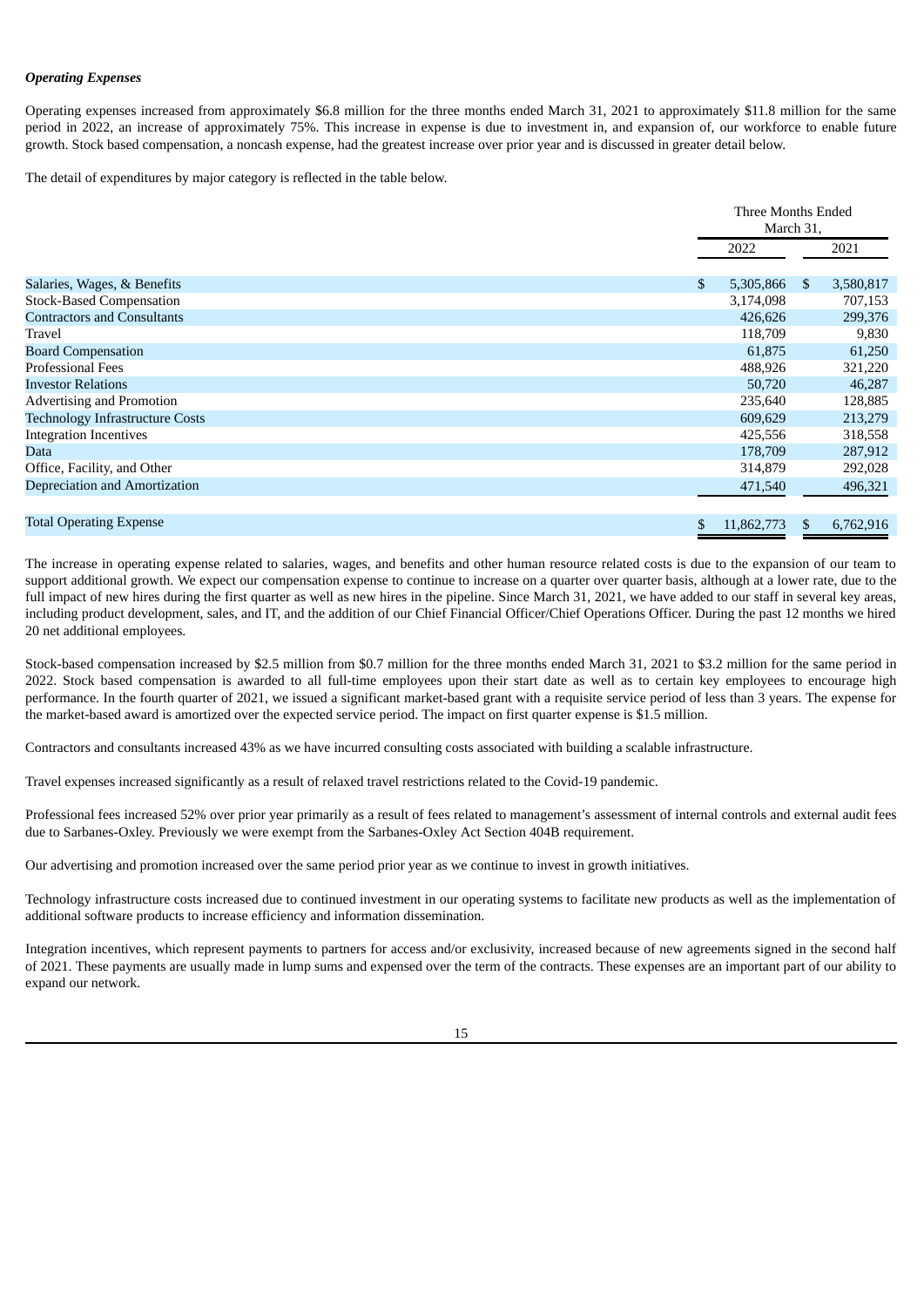***Operating Expenses***

Operating expenses increased from approximately $6.8 million for the three months ended March 31, 2021 to approximately $11.8 million for the same period in 2022, an increase of approximately 75%. This increase in expense is due to investment in, and expansion of, our workforce to enable future growth. Stock based compensation, a noncash expense, had the greatest increase over prior year and is discussed in greater detail below.

The detail of expenditures by major category is reflected in the table below.

| | Three Months Ended March 31, | |
|---|---|---|
| | 2022 | 2021 |
| Salaries, Wages, & Benefits | $ 5,305,866 | $ 3,580,817 |
| Stock-Based Compensation | 3,174,098 | 707,153 |
| Contractors and Consultants | 426,626 | 299,376 |
| Travel | 118,709 | 9,830 |
| Board Compensation | 61,875 | 61,250 |
| Professional Fees | 488,926 | 321,220 |
| Investor Relations | 50,720 | 46,287 |
| Advertising and Promotion | 235,640 | 128,885 |
| Technology Infrastructure Costs | 609,629 | 213,279 |
| Integration Incentives | 425,556 | 318,558 |
| Data | 178,709 | 287,912 |
| Office, Facility, and Other | 314,879 | 292,028 |
| Depreciation and Amortization | 471,540 | 496,321 |
| Total Operating Expense | $ 11,862,773 | $ 6,762,916 |

The increase in operating expense related to salaries, wages, and benefits and other human resource related costs is due to the expansion of our team to support additional growth. We expect our compensation expense to continue to increase on a quarter over quarter basis, although at a lower rate, due to the full impact of new hires during the first quarter as well as new hires in the pipeline. Since March 31, 2021, we have added to our staff in several key areas, including product development, sales, and IT, and the addition of our Chief Financial Officer/Chief Operations Officer. During the past 12 months we hired 20 net additional employees.

Stock-based compensation increased by $2.5 million from $0.7 million for the three months ended March 31, 2021 to $3.2 million for the same period in 2022. Stock based compensation is awarded to all full-time employees upon their start date as well as to certain key employees to encourage high performance. In the fourth quarter of 2021, we issued a significant market-based grant with a requisite service period of less than 3 years. The expense for the market-based award is amortized over the expected service period. The impact on first quarter expense is $1.5 million.

Contractors and consultants increased 43% as we have incurred consulting costs associated with building a scalable infrastructure.

Travel expenses increased significantly as a result of relaxed travel restrictions related to the Covid-19 pandemic.

Professional fees increased 52% over prior year primarily as a result of fees related to management's assessment of internal controls and external audit fees due to Sarbanes-Oxley. Previously we were exempt from the Sarbanes-Oxley Act Section 404B requirement.

Our advertising and promotion increased over the same period prior year as we continue to invest in growth initiatives.

Technology infrastructure costs increased due to continued investment in our operating systems to facilitate new products as well as the implementation of additional software products to increase efficiency and information dissemination.

Integration incentives, which represent payments to partners for access and/or exclusivity, increased because of new agreements signed in the second half of 2021. These payments are usually made in lump sums and expensed over the term of the contracts. These expenses are an important part of our ability to expand our network.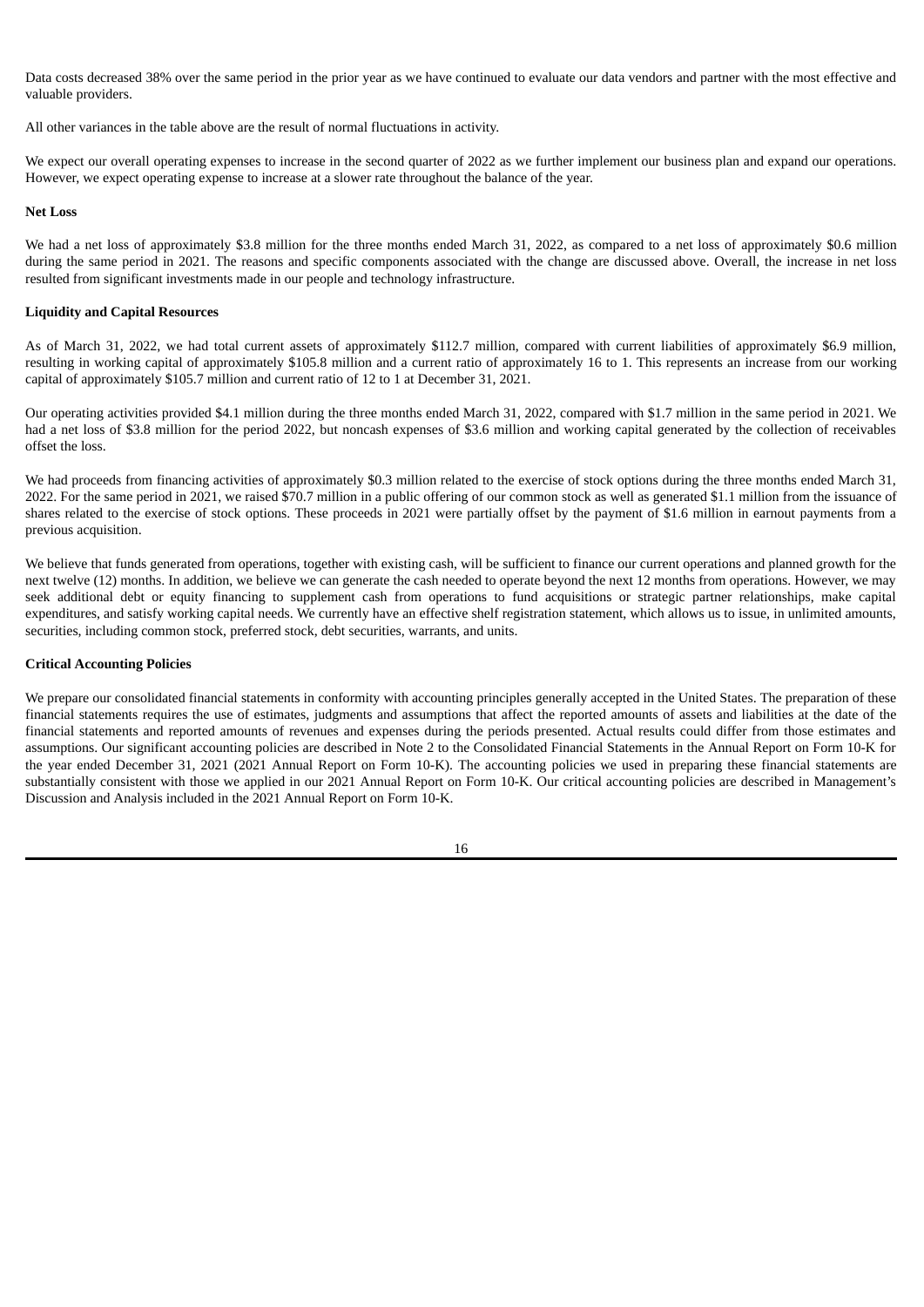Data costs decreased 38% over the same period in the prior year as we have continued to evaluate our data vendors and partner with the most effective and valuable providers.

All other variances in the table above are the result of normal fluctuations in activity.

We expect our overall operating expenses to increase in the second quarter of 2022 as we further implement our business plan and expand our operations. However, we expect operating expense to increase at a slower rate throughout the balance of the year.

**Net Loss**

We had a net loss of approximately $3.8 million for the three months ended March 31, 2022, as compared to a net loss of approximately $0.6 million during the same period in 2021. The reasons and specific components associated with the change are discussed above. Overall, the increase in net loss resulted from significant investments made in our people and technology infrastructure.

**Liquidity and Capital Resources**

As of March 31, 2022, we had total current assets of approximately $112.7 million, compared with current liabilities of approximately $6.9 million, resulting in working capital of approximately $105.8 million and a current ratio of approximately 16 to 1. This represents an increase from our working capital of approximately $105.7 million and current ratio of 12 to 1 at December 31, 2021.

Our operating activities provided $4.1 million during the three months ended March 31, 2022, compared with $1.7 million in the same period in 2021. We had a net loss of $3.8 million for the period 2022, but noncash expenses of $3.6 million and working capital generated by the collection of receivables offset the loss.

We had proceeds from financing activities of approximately $0.3 million related to the exercise of stock options during the three months ended March 31, 2022. For the same period in 2021, we raised $70.7 million in a public offering of our common stock as well as generated $1.1 million from the issuance of shares related to the exercise of stock options. These proceeds in 2021 were partially offset by the payment of $1.6 million in earnout payments from a previous acquisition.

We believe that funds generated from operations, together with existing cash, will be sufficient to finance our current operations and planned growth for the next twelve (12) months. In addition, we believe we can generate the cash needed to operate beyond the next 12 months from operations. However, we may seek additional debt or equity financing to supplement cash from operations to fund acquisitions or strategic partner relationships, make capital expenditures, and satisfy working capital needs. We currently have an effective shelf registration statement, which allows us to issue, in unlimited amounts, securities, including common stock, preferred stock, debt securities, warrants, and units.

**Critical Accounting Policies**

We prepare our consolidated financial statements in conformity with accounting principles generally accepted in the United States. The preparation of these financial statements requires the use of estimates, judgments and assumptions that affect the reported amounts of assets and liabilities at the date of the financial statements and reported amounts of revenues and expenses during the periods presented. Actual results could differ from those estimates and assumptions. Our significant accounting policies are described in Note 2 to the Consolidated Financial Statements in the Annual Report on Form 10-K for the year ended December 31, 2021 (2021 Annual Report on Form 10-K). The accounting policies we used in preparing these financial statements are substantially consistent with those we applied in our 2021 Annual Report on Form 10-K. Our critical accounting policies are described in Management's Discussion and Analysis included in the 2021 Annual Report on Form 10-K.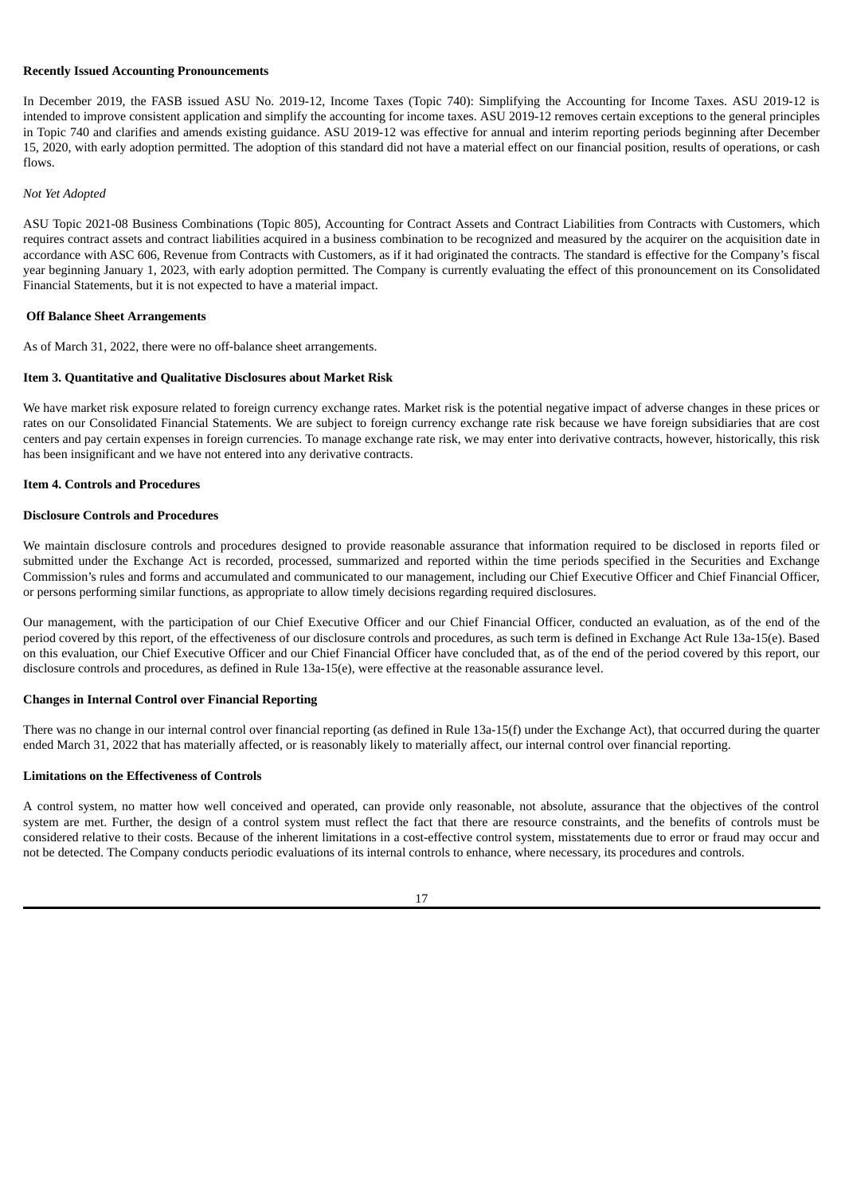**Recently Issued Accounting Pronouncements**

In December 2019, the FASB issued ASU No. 2019-12, Income Taxes (Topic 740): Simplifying the Accounting for Income Taxes. ASU 2019-12 is intended to improve consistent application and simplify the accounting for income taxes. ASU 2019-12 removes certain exceptions to the general principles in Topic 740 and clarifies and amends existing guidance. ASU 2019-12 was effective for annual and interim reporting periods beginning after December 15, 2020, with early adoption permitted. The adoption of this standard did not have a material effect on our financial position, results of operations, or cash flows.

*Not Yet Adopted*

ASU Topic 2021-08 Business Combinations (Topic 805), Accounting for Contract Assets and Contract Liabilities from Contracts with Customers, which requires contract assets and contract liabilities acquired in a business combination to be recognized and measured by the acquirer on the acquisition date in accordance with ASC 606, Revenue from Contracts with Customers, as if it had originated the contracts. The standard is effective for the Company's fiscal year beginning January 1, 2023, with early adoption permitted. The Company is currently evaluating the effect of this pronouncement on its Consolidated Financial Statements, but it is not expected to have a material impact.

**Off Balance Sheet Arrangements**

As of March 31, 2022, there were no off-balance sheet arrangements.

**Item 3. Quantitative and Qualitative Disclosures about Market Risk**

We have market risk exposure related to foreign currency exchange rates. Market risk is the potential negative impact of adverse changes in these prices or rates on our Consolidated Financial Statements. We are subject to foreign currency exchange rate risk because we have foreign subsidiaries that are cost centers and pay certain expenses in foreign currencies. To manage exchange rate risk, we may enter into derivative contracts, however, historically, this risk has been insignificant and we have not entered into any derivative contracts.

**Item 4. Controls and Procedures**

**Disclosure Controls and Procedures**

We maintain disclosure controls and procedures designed to provide reasonable assurance that information required to be disclosed in reports filed or submitted under the Exchange Act is recorded, processed, summarized and reported within the time periods specified in the Securities and Exchange Commission's rules and forms and accumulated and communicated to our management, including our Chief Executive Officer and Chief Financial Officer, or persons performing similar functions, as appropriate to allow timely decisions regarding required disclosures.

Our management, with the participation of our Chief Executive Officer and our Chief Financial Officer, conducted an evaluation, as of the end of the period covered by this report, of the effectiveness of our disclosure controls and procedures, as such term is defined in Exchange Act Rule 13a-15(e). Based on this evaluation, our Chief Executive Officer and our Chief Financial Officer have concluded that, as of the end of the period covered by this report, our disclosure controls and procedures, as defined in Rule 13a-15(e), were effective at the reasonable assurance level.

**Changes in Internal Control over Financial Reporting**

There was no change in our internal control over financial reporting (as defined in Rule 13a-15(f) under the Exchange Act), that occurred during the quarter ended March 31, 2022 that has materially affected, or is reasonably likely to materially affect, our internal control over financial reporting.

**Limitations on the Effectiveness of Controls**

A control system, no matter how well conceived and operated, can provide only reasonable, not absolute, assurance that the objectives of the control system are met. Further, the design of a control system must reflect the fact that there are resource constraints, and the benefits of controls must be considered relative to their costs. Because of the inherent limitations in a cost-effective control system, misstatements due to error or fraud may occur and not be detected. The Company conducts periodic evaluations of its internal controls to enhance, where necessary, its procedures and controls.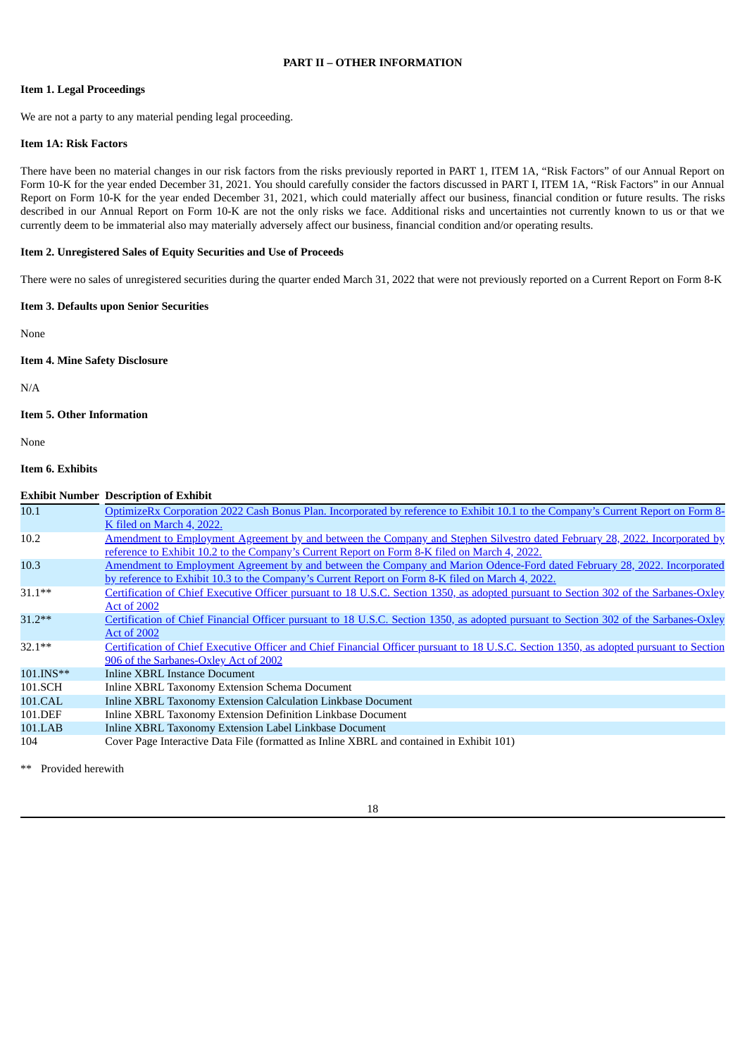## PART II – OTHER INFORMATION

### Item 1. Legal Proceedings

We are not a party to any material pending legal proceeding.

### Item 1A: Risk Factors

There have been no material changes in our risk factors from the risks previously reported in PART 1, ITEM 1A, "Risk Factors" of our Annual Report on Form 10-K for the year ended December 31, 2021. You should carefully consider the factors discussed in PART I, ITEM 1A, "Risk Factors" in our Annual Report on Form 10-K for the year ended December 31, 2021, which could materially affect our business, financial condition or future results. The risks described in our Annual Report on Form 10-K are not the only risks we face. Additional risks and uncertainties not currently known to us or that we currently deem to be immaterial also may materially adversely affect our business, financial condition and/or operating results.

### Item 2. Unregistered Sales of Equity Securities and Use of Proceeds

There were no sales of unregistered securities during the quarter ended March 31, 2022 that were not previously reported on a Current Report on Form 8-K

### Item 3. Defaults upon Senior Securities

None

### Item 4. Mine Safety Disclosure

N/A

### Item 5. Other Information

None

### Item 6. Exhibits

| Exhibit Number | Description of Exhibit |
|---|---|
| 10.1 | OptimizeRx Corporation 2022 Cash Bonus Plan. Incorporated by reference to Exhibit 10.1 to the Company's Current Report on Form 8-K filed on March 4, 2022. |
| 10.2 | Amendment to Employment Agreement by and between the Company and Stephen Silvestro dated February 28, 2022. Incorporated by reference to Exhibit 10.2 to the Company's Current Report on Form 8-K filed on March 4, 2022. |
| 10.3 | Amendment to Employment Agreement by and between the Company and Marion Odence-Ford dated February 28, 2022. Incorporated by reference to Exhibit 10.3 to the Company's Current Report on Form 8-K filed on March 4, 2022. |
| 31.1** | Certification of Chief Executive Officer pursuant to 18 U.S.C. Section 1350, as adopted pursuant to Section 302 of the Sarbanes-Oxley Act of 2002 |
| 31.2** | Certification of Chief Financial Officer pursuant to 18 U.S.C. Section 1350, as adopted pursuant to Section 302 of the Sarbanes-Oxley Act of 2002 |
| 32.1** | Certification of Chief Executive Officer and Chief Financial Officer pursuant to 18 U.S.C. Section 1350, as adopted pursuant to Section 906 of the Sarbanes-Oxley Act of 2002 |
| 101.INS** | Inline XBRL Instance Document |
| 101.SCH | Inline XBRL Taxonomy Extension Schema Document |
| 101.CAL | Inline XBRL Taxonomy Extension Calculation Linkbase Document |
| 101.DEF | Inline XBRL Taxonomy Extension Definition Linkbase Document |
| 101.LAB | Inline XBRL Taxonomy Extension Label Linkbase Document |
| 104 | Cover Page Interactive Data File (formatted as Inline XBRL and contained in Exhibit 101) |

** Provided herewith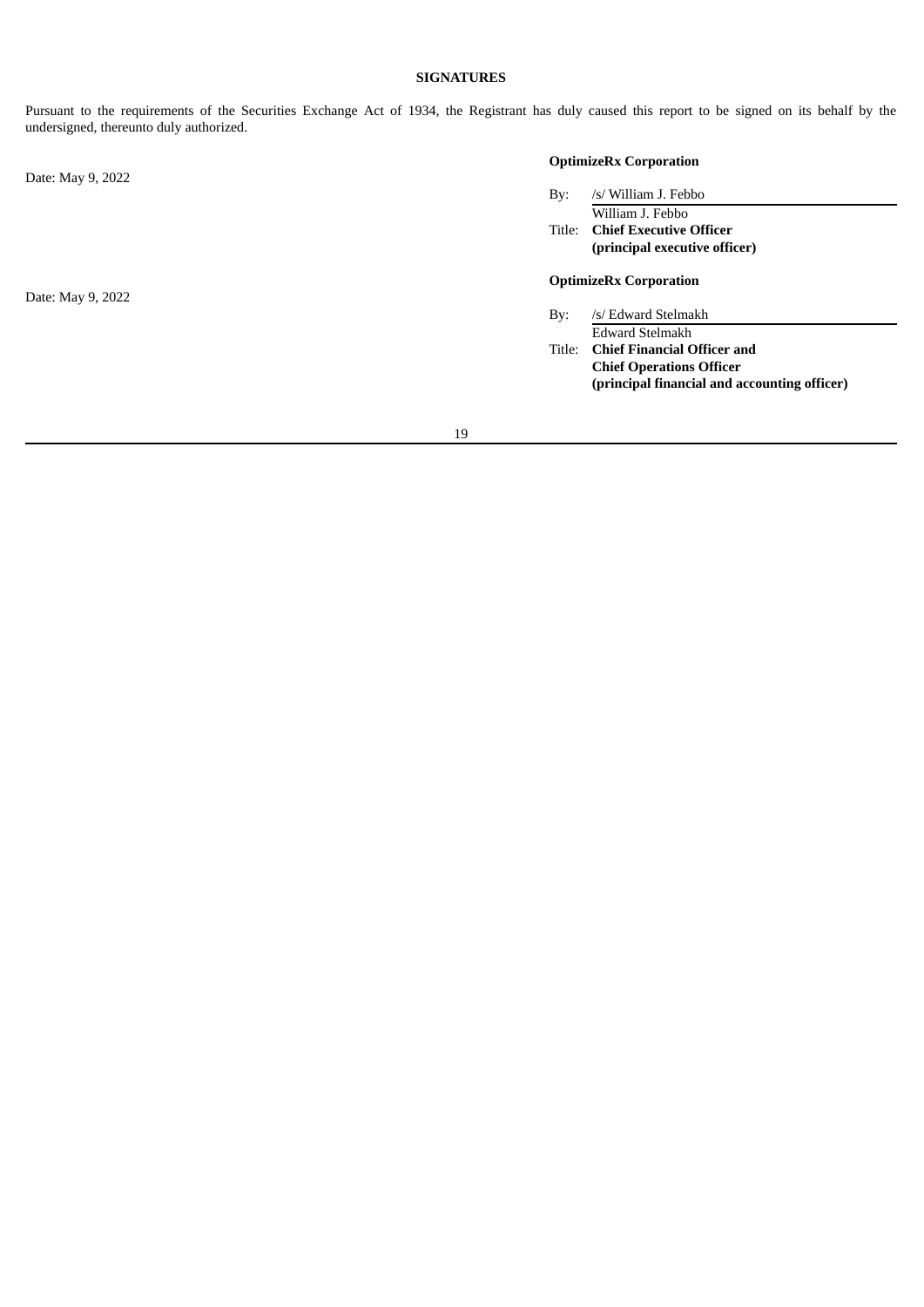**SIGNATURES**

Pursuant to the requirements of the Securities Exchange Act of 1934, the Registrant has duly caused this report to be signed on its behalf by the undersigned, thereunto duly authorized.

Date: May 9, 2022

**OptimizeRx Corporation**

By: /s/ William J. Febbo
William J. Febbo
Title: **Chief Executive Officer**
**(principal executive officer)**

Date: May 9, 2022

**OptimizeRx Corporation**

By: /s/ Edward Stelmakh
Edward Stelmakh
Title: **Chief Financial Officer and**
**Chief Operations Officer**
**(principal financial and accounting officer)**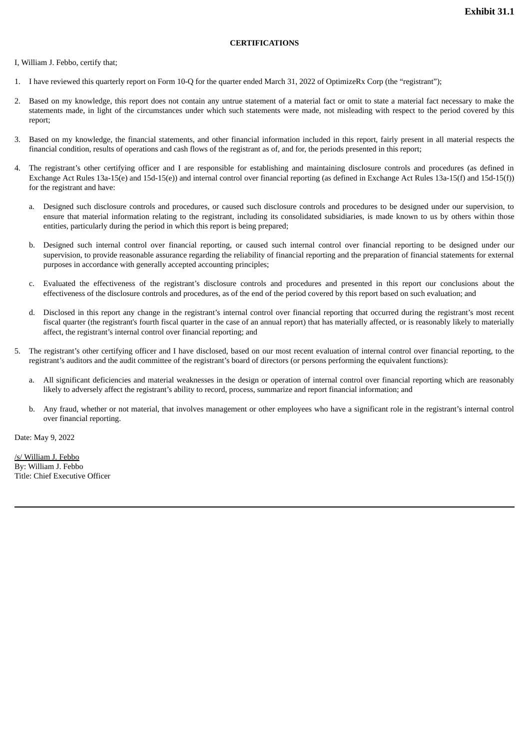**Exhibit 31.1**

**CERTIFICATIONS**

I, William J. Febbo, certify that;

1. I have reviewed this quarterly report on Form 10-Q for the quarter ended March 31, 2022 of OptimizeRx Corp (the "registrant");

2. Based on my knowledge, this report does not contain any untrue statement of a material fact or omit to state a material fact necessary to make the statements made, in light of the circumstances under which such statements were made, not misleading with respect to the period covered by this report;

3. Based on my knowledge, the financial statements, and other financial information included in this report, fairly present in all material respects the financial condition, results of operations and cash flows of the registrant as of, and for, the periods presented in this report;

4. The registrant's other certifying officer and I are responsible for establishing and maintaining disclosure controls and procedures (as defined in Exchange Act Rules 13a-15(e) and 15d-15(e)) and internal control over financial reporting (as defined in Exchange Act Rules 13a-15(f) and 15d-15(f)) for the registrant and have:

   a. Designed such disclosure controls and procedures, or caused such disclosure controls and procedures to be designed under our supervision, to ensure that material information relating to the registrant, including its consolidated subsidiaries, is made known to us by others within those entities, particularly during the period in which this report is being prepared;

   b. Designed such internal control over financial reporting, or caused such internal control over financial reporting to be designed under our supervision, to provide reasonable assurance regarding the reliability of financial reporting and the preparation of financial statements for external purposes in accordance with generally accepted accounting principles;

   c. Evaluated the effectiveness of the registrant's disclosure controls and procedures and presented in this report our conclusions about the effectiveness of the disclosure controls and procedures, as of the end of the period covered by this report based on such evaluation; and

   d. Disclosed in this report any change in the registrant's internal control over financial reporting that occurred during the registrant's most recent fiscal quarter (the registrant's fourth fiscal quarter in the case of an annual report) that has materially affected, or is reasonably likely to materially affect, the registrant's internal control over financial reporting; and

5. The registrant's other certifying officer and I have disclosed, based on our most recent evaluation of internal control over financial reporting, to the registrant's auditors and the audit committee of the registrant's board of directors (or persons performing the equivalent functions):

   a. All significant deficiencies and material weaknesses in the design or operation of internal control over financial reporting which are reasonably likely to adversely affect the registrant's ability to record, process, summarize and report financial information; and

   b. Any fraud, whether or not material, that involves management or other employees who have a significant role in the registrant's internal control over financial reporting.

Date: May 9, 2022

/s/ William J. Febbo
By: William J. Febbo
Title: Chief Executive Officer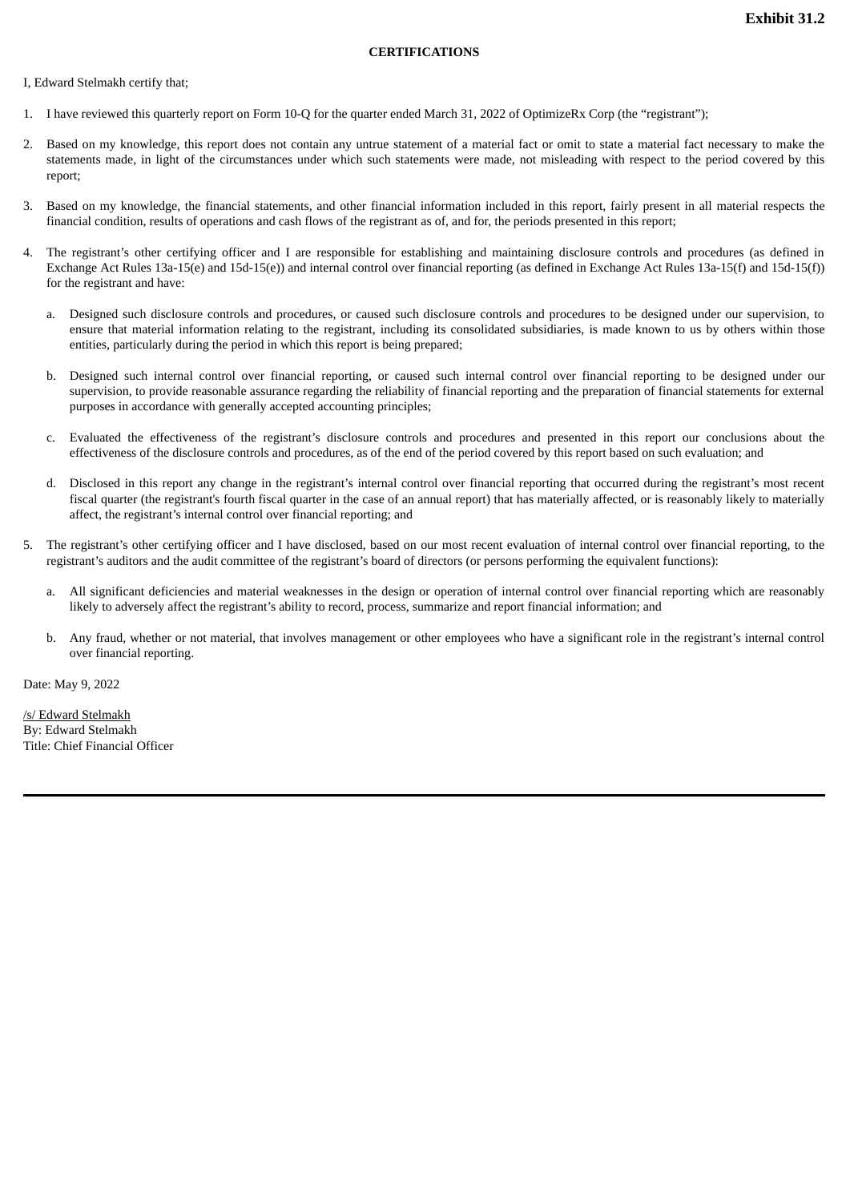**Exhibit 31.2**

**CERTIFICATIONS**

I, Edward Stelmakh certify that;

1. I have reviewed this quarterly report on Form 10-Q for the quarter ended March 31, 2022 of OptimizeRx Corp (the "registrant");

2. Based on my knowledge, this report does not contain any untrue statement of a material fact or omit to state a material fact necessary to make the statements made, in light of the circumstances under which such statements were made, not misleading with respect to the period covered by this report;

3. Based on my knowledge, the financial statements, and other financial information included in this report, fairly present in all material respects the financial condition, results of operations and cash flows of the registrant as of, and for, the periods presented in this report;

4. The registrant's other certifying officer and I are responsible for establishing and maintaining disclosure controls and procedures (as defined in Exchange Act Rules 13a-15(e) and 15d-15(e)) and internal control over financial reporting (as defined in Exchange Act Rules 13a-15(f) and 15d-15(f)) for the registrant and have:

   a. Designed such disclosure controls and procedures, or caused such disclosure controls and procedures to be designed under our supervision, to ensure that material information relating to the registrant, including its consolidated subsidiaries, is made known to us by others within those entities, particularly during the period in which this report is being prepared;

   b. Designed such internal control over financial reporting, or caused such internal control over financial reporting to be designed under our supervision, to provide reasonable assurance regarding the reliability of financial reporting and the preparation of financial statements for external purposes in accordance with generally accepted accounting principles;

   c. Evaluated the effectiveness of the registrant's disclosure controls and procedures and presented in this report our conclusions about the effectiveness of the disclosure controls and procedures, as of the end of the period covered by this report based on such evaluation; and

   d. Disclosed in this report any change in the registrant's internal control over financial reporting that occurred during the registrant's most recent fiscal quarter (the registrant's fourth fiscal quarter in the case of an annual report) that has materially affected, or is reasonably likely to materially affect, the registrant's internal control over financial reporting; and

5. The registrant's other certifying officer and I have disclosed, based on our most recent evaluation of internal control over financial reporting, to the registrant's auditors and the audit committee of the registrant's board of directors (or persons performing the equivalent functions):

   a. All significant deficiencies and material weaknesses in the design or operation of internal control over financial reporting which are reasonably likely to adversely affect the registrant's ability to record, process, summarize and report financial information; and

   b. Any fraud, whether or not material, that involves management or other employees who have a significant role in the registrant's internal control over financial reporting.

Date: May 9, 2022

/s/ Edward Stelmakh
By: Edward Stelmakh
Title: Chief Financial Officer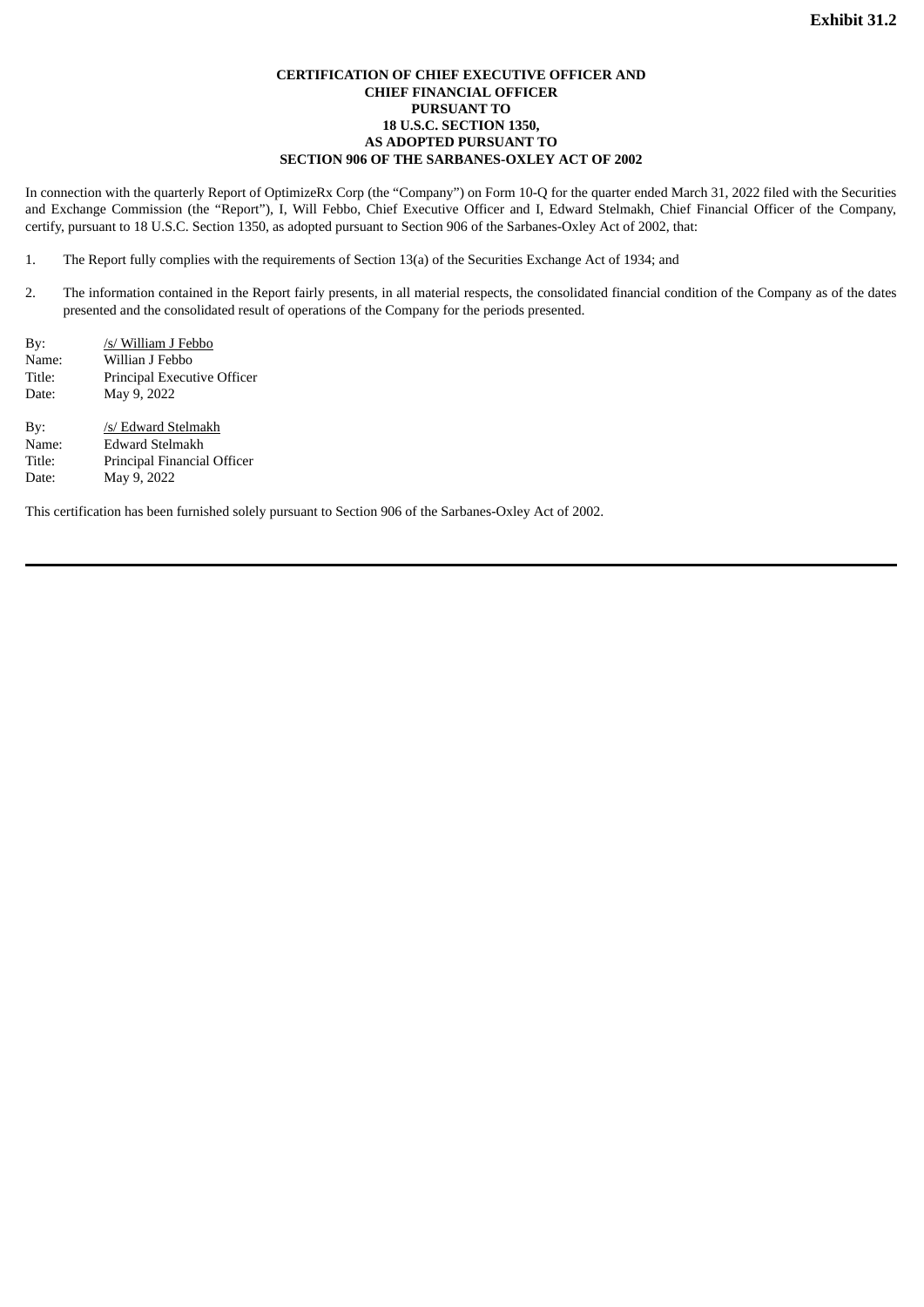**Exhibit 31.2**

**CERTIFICATION OF CHIEF EXECUTIVE OFFICER AND CHIEF FINANCIAL OFFICER PURSUANT TO 18 U.S.C. SECTION 1350, AS ADOPTED PURSUANT TO SECTION 906 OF THE SARBANES-OXLEY ACT OF 2002**

In connection with the quarterly Report of OptimizeRx Corp (the "Company") on Form 10-Q for the quarter ended March 31, 2022 filed with the Securities and Exchange Commission (the "Report"), I, Will Febbo, Chief Executive Officer and I, Edward Stelmakh, Chief Financial Officer of the Company, certify, pursuant to 18 U.S.C. Section 1350, as adopted pursuant to Section 906 of the Sarbanes-Oxley Act of 2002, that:

1. The Report fully complies with the requirements of Section 13(a) of the Securities Exchange Act of 1934; and

2. The information contained in the Report fairly presents, in all material respects, the consolidated financial condition of the Company as of the dates presented and the consolidated result of operations of the Company for the periods presented.

| | |
|---|---|
| By: | /s/ William J Febbo |
| Name: | Willian J Febbo |
| Title: | Principal Executive Officer |
| Date: | May 9, 2022 |

| | |
|---|---|
| By: | /s/ Edward Stelmakh |
| Name: | Edward Stelmakh |
| Title: | Principal Financial Officer |
| Date: | May 9, 2022 |

This certification has been furnished solely pursuant to Section 906 of the Sarbanes-Oxley Act of 2002.